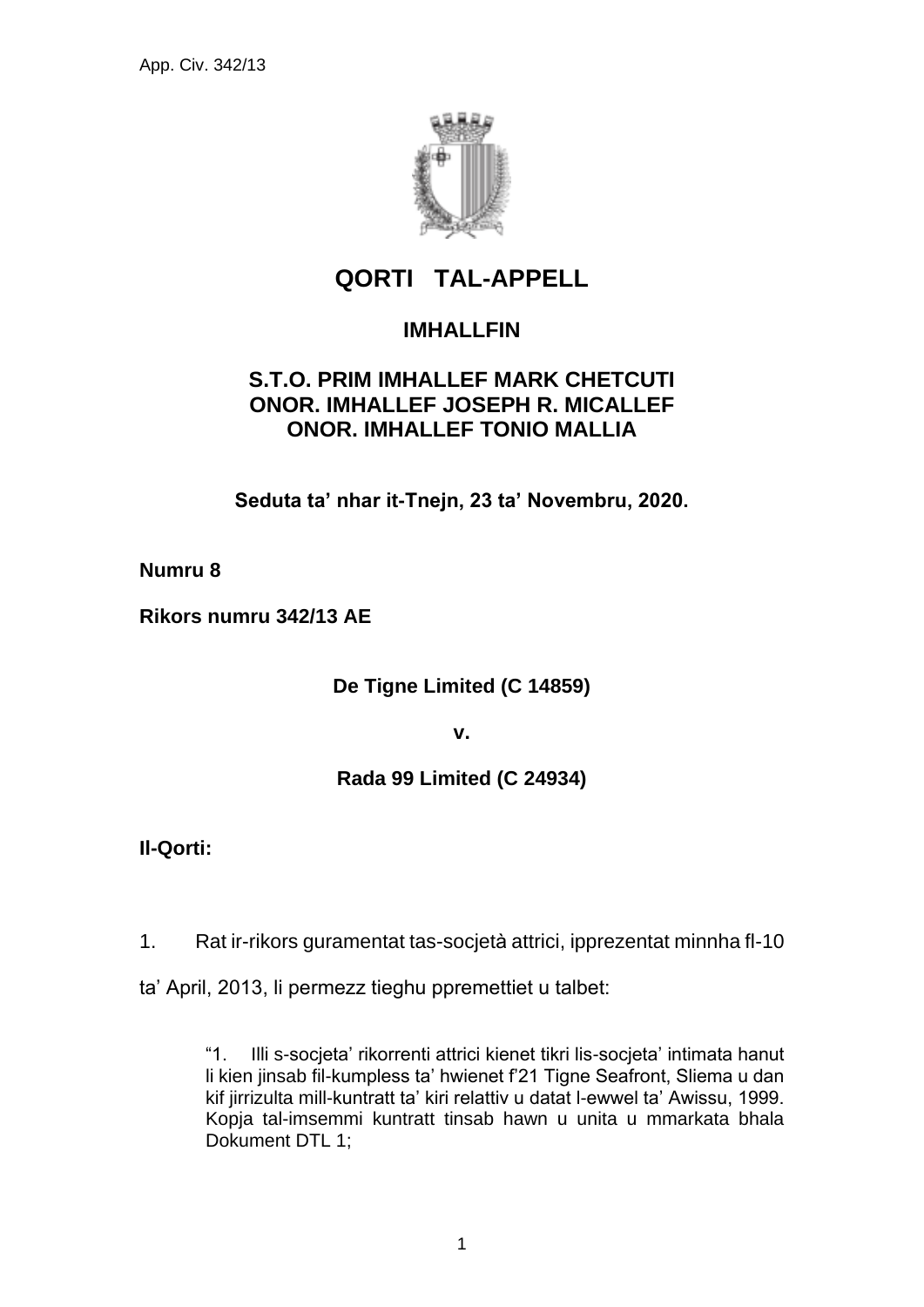# QORTI TAL-APPELL

## IMHALLFIN

**S.T.O. PRIM IMHALLEF MARK CHETCUTI**
**ONOR. IMHALLEF JOSEPH R. MICALLEF**
**ONOR. IMHALLEF TONIO MALLIA**

**Seduta ta' nhar it-Tnejn, 23 ta' Novembru, 2020.**

**Numru 8**

**Rikors numru 342/13 AE**

**De Tigne Limited (C 14859)**

**v.**

**Rada 99 Limited (C 24934)**

**Il-Qorti:**

1. Rat ir-rikors guramentat tas-socjetà attrici, ipprezentat minnha fl-10 ta' April, 2013, li permezz tieghu ppremettiet u talbet:

> "1. Illi s-socjeta' rikorrenti attrici kienet tikri lis-socjeta' intimata hanut li kien jinsab fil-kumpless ta' hwienet f'21 Tigne Seafront, Sliema u dan kif jirrizulta mill-kuntratt ta' kiri relattiv u datat l-ewwel ta' Awissu, 1999. Kopja tal-imsemmi kuntratt tinsab hawn u unita u mmarkata bhala Dokument DTL 1;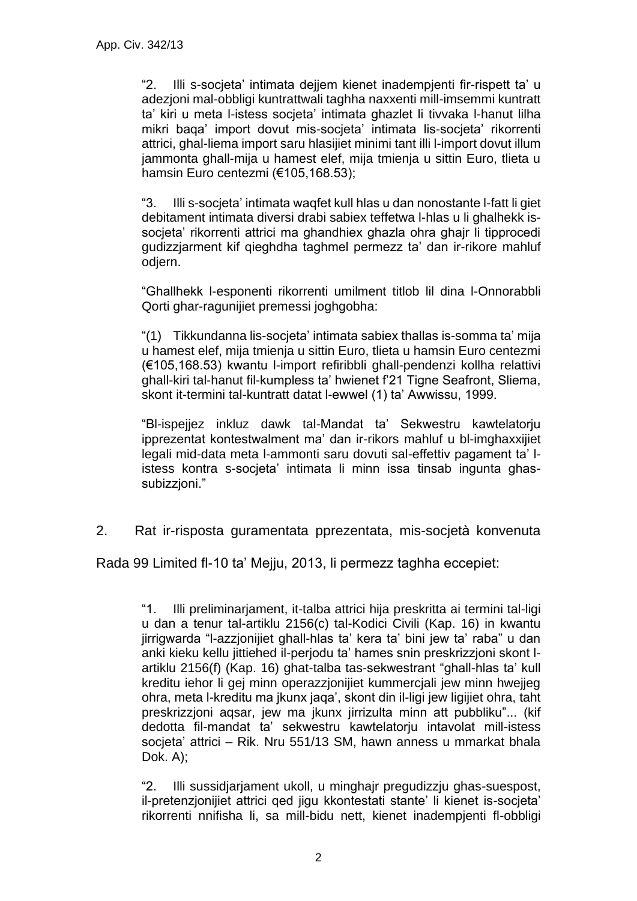> "2. Illi s-socjeta' intimata dejjem kienet inadempjenti fir-rispett ta' u adezjoni mal-obbligi kuntrattwali taghha naxxenti mill-imsemmi kuntratt ta' kiri u meta l-istess socjeta' intimata ghazlet li tivvaka l-hanut lilha mikri baqa' import dovut mis-socjeta' intimata lis-socjeta' rikorrenti attrici, ghal-liema import saru hlasijiet minimi tant illi l-import dovut illum jammonta ghall-mija u hamest elef, mija tmienja u sittin Euro, tlieta u hamsin Euro centezmi (€105,168.53);
>
> "3. Illi s-socjeta' intimata waqfet kull hlas u dan nonostante l-fatt li giet debitament intimata diversi drabi sabiex teffetwa l-hlas u li ghalhekk is-socjeta' rikorrenti attrici ma ghandhiex ghazla ohra ghajr li tipprocedi gudizzjarment kif qieghdha taghmel permezz ta' dan ir-rikore mahluf odjern.
>
> "Ghallhekk l-esponenti rikorrenti umilment titlob lil dina l-Onnorabbli Qorti ghar-ragunijiet premessi joghgobha:
>
> "(1) Tikkundanna lis-socjeta' intimata sabiex thallas is-somma ta' mija u hamest elef, mija tmienja u sittin Euro, tlieta u hamsin Euro centezmi (€105,168.53) kwantu l-import refiribbli ghall-pendenzi kollha relattivi ghall-kiri tal-hanut fil-kumpless ta' hwienet f'21 Tigne Seafront, Sliema, skont it-termini tal-kuntratt datat l-ewwel (1) ta' Awwissu, 1999.
>
> "Bl-ispejjez inkluz dawk tal-Mandat ta' Sekwestru kawtelatorju ipprezentat kontestwalment ma' dan ir-rikors mahluf u bl-imghaxxijiet legali mid-data meta l-ammonti saru dovuti sal-effettiv pagament ta' l-istess kontra s-socjeta' intimata li minn issa tinsab ingunta ghas-subizzjoni."

2. Rat ir-risposta guramentata pprezentata, mis-socjetà konvenuta Rada 99 Limited fl-10 ta' Mejju, 2013, li permezz taghha eccepiet:

> "1. Illi preliminarjament, it-talba attrici hija preskritta ai termini tal-ligi u dan a tenur tal-artiklu 2156(c) tal-Kodici Civili (Kap. 16) in kwantu jirrigwarda "l-azzjonijiet ghall-hlas ta' kera ta' bini jew ta' raba" u dan anki kieku kellu jittiehed il-perjodu ta' hames snin preskrizzjoni skont l-artiklu 2156(f) (Kap. 16) ghat-talba tas-sekwestrant "ghall-hlas ta' kull kreditu iehor li gej minn operazzjonijiet kummercjali jew minn hwejjeg ohra, meta l-kreditu ma jkunx jaqa', skont din il-ligi jew ligijiet ohra, taht preskrizzjoni aqsar, jew ma jkunx jirrizulta minn att pubbliku"... (kif dedotta fil-mandat ta' sekwestru kawtelatorju intavolat mill-istess socjeta' attrici – Rik. Nru 551/13 SM, hawn anness u mmarkat bhala Dok. A);
>
> "2. Illi sussidjarjament ukoll, u minghajr pregudizzju ghas-suespost, il-pretenzjonijiet attrici qed jigu kkontestati stante' li kienet is-socjeta' rikorrenti nnifisha li, sa mill-bidu nett, kienet inadempjenti fl-obbligi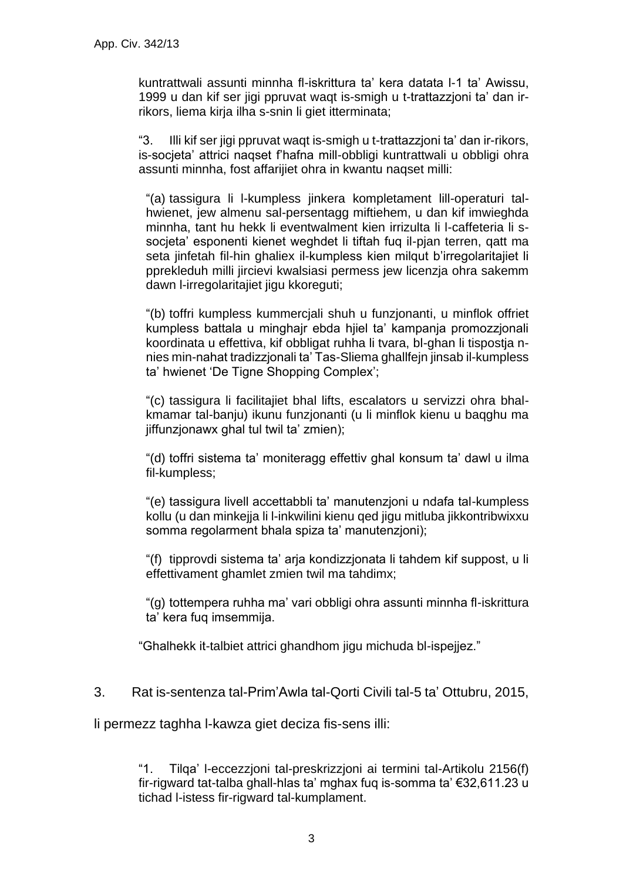kuntrattwali assunti minnha fl-iskrittura ta' kera datata l-1 ta' Awissu, 1999 u dan kif ser jigi ppruvat waqt is-smigh u t-trattazzjoni ta' dan ir-rikors, liema kirja ilha s-snin li giet itterminata;

"3. Illi kif ser jigi ppruvat waqt is-smigh u t-trattazzjoni ta' dan ir-rikors, is-socjeta' attrici naqset f'hafna mill-obbligi kuntrattwali u obbligi ohra assunti minnha, fost affarijiet ohra in kwantu naqset milli:

"(a) tassigura li l-kumpless jinkera kompletament lill-operaturi tal-hwienet, jew almenu sal-persentagg miftiehem, u dan kif imwieghda minnha, tant hu hekk li eventwalment kien irrizulta li l-caffeteria li s-socjeta' esponenti kienet weghdet li tiftah fuq il-pjan terren, qatt ma seta jinfetah fil-hin ghaliex il-kumpless kien milqut b'irregolaritajiet li pprekleduh milli jircievi kwalsiasi permess jew licenzja ohra sakemm dawn l-irregolaritajiet jigu kkoreguti;

"(b) toffri kumpless kummercjali shuh u funzjonanti, u minflok offriet kumpless battala u minghajr ebda hjiel ta' kampanja promozzjonali koordinata u effettiva, kif obbligat ruhha li tvara, bl-ghan li tispostja n-nies min-nahat tradizzjonali ta' Tas-Sliema ghallfejn jinsab il-kumpless ta' hwienet 'De Tigne Shopping Complex';

"(c) tassigura li facilitajiet bhal lifts, escalators u servizzi ohra bhal-kmamar tal-banju) ikunu funzjonanti (u li minflok kienu u baqghu ma jiffunzjonawx ghal tul twil ta' zmien);

"(d) toffri sistema ta' moniteragg effettiv ghal konsum ta' dawl u ilma fil-kumpless;

"(e) tassigura livell accettabbli ta' manutenzjoni u ndafa tal-kumpless kollu (u dan minkejja li l-inkwilini kienu qed jigu mitluba jikkontribwixxu somma regolarment bhala spiza ta' manutenzjoni);

"(f) tipprovdi sistema ta' arja kondizzjonata li tahdem kif suppost, u li effettivament ghamlet zmien twil ma tahdimx;

"(g) tottempera ruhha ma' vari obbligi ohra assunti minnha fl-iskrittura ta' kera fuq imsemmija.

"Ghalhekk it-talbiet attrici ghandhom jigu michuda bl-ispejjez."

3. Rat is-sentenza tal-Prim'Awla tal-Qorti Civili tal-5 ta' Ottubru, 2015, li permezz taghha l-kawza giet deciza fis-sens illi:

"1. Tilqa' l-eccezzjoni tal-preskrizzjoni ai termini tal-Artikolu 2156(f) fir-rigward tat-talba ghall-hlas ta' mghax fuq is-somma ta' €32,611.23 u tichad l-istess fir-rigward tal-kumplament.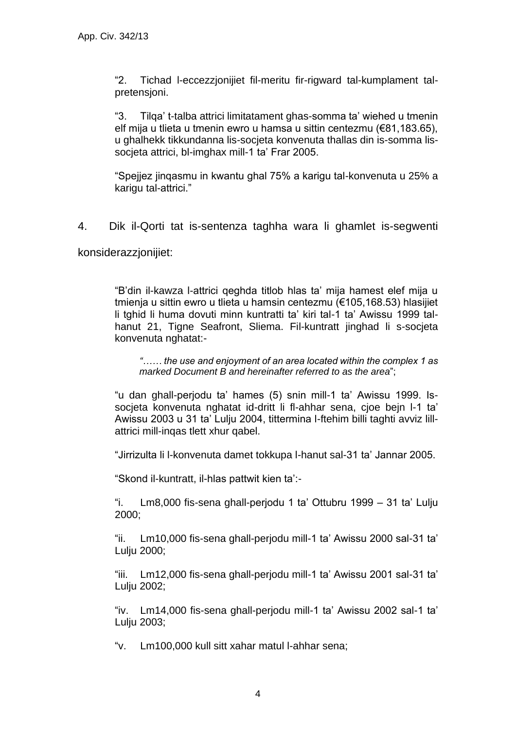"2. Tichad l-eccezzjonijiet fil-meritu fir-rigward tal-kumplament tal-pretensjoni.

"3. Tilqa' t-talba attrici limitatament ghas-somma ta' wiehed u tmenin elf mija u tlieta u tmenin ewro u hamsa u sittin centezmu (€81,183.65), u ghalhekk tikkundanna lis-socjeta konvenuta thallas din is-somma lis-socjeta attrici, bl-imghax mill-1 ta' Frar 2005.

"Spejjez jinqasmu in kwantu ghal 75% a karigu tal-konvenuta u 25% a karigu tal-attrici."

4. Dik il-Qorti tat is-sentenza taghha wara li ghamlet is-segwenti konsiderazzjonijiet:

> "B'din il-kawza l-attrici qeghda titlob hlas ta' mija hamest elef mija u tmienja u sittin ewro u tlieta u hamsin centezmu (€105,168.53) hlasijiet li tghid li huma dovuti minn kuntratti ta' kiri tal-1 ta' Awissu 1999 tal-hanut 21, Tigne Seafront, Sliema. Fil-kuntratt jinghad li s-socjeta konvenuta nghatat:-
>
> > *"…… the use and enjoyment of an area located within the complex 1 as marked Document B and hereinafter referred to as the area*";
>
> "u dan ghall-perjodu ta' hames (5) snin mill-1 ta' Awissu 1999. Is-socjeta konvenuta nghatat id-dritt li fl-ahhar sena, cjoe bejn l-1 ta' Awissu 2003 u 31 ta' Lulju 2004, tittermina l-ftehim billi taghti avviz lill-attrici mill-inqas tlett xhur qabel.
>
> "Jirrizulta li l-konvenuta damet tokkupa l-hanut sal-31 ta' Jannar 2005.
>
> "Skond il-kuntratt, il-hlas pattwit kien ta':-
>
> "i. Lm8,000 fis-sena ghall-perjodu 1 ta' Ottubru 1999 – 31 ta' Lulju 2000;
>
> "ii. Lm10,000 fis-sena ghall-perjodu mill-1 ta' Awissu 2000 sal-31 ta' Lulju 2000;
>
> "iii. Lm12,000 fis-sena ghall-perjodu mill-1 ta' Awissu 2001 sal-31 ta' Lulju 2002;
>
> "iv. Lm14,000 fis-sena ghall-perjodu mill-1 ta' Awissu 2002 sal-1 ta' Lulju 2003;
>
> "v. Lm100,000 kull sitt xahar matul l-ahhar sena;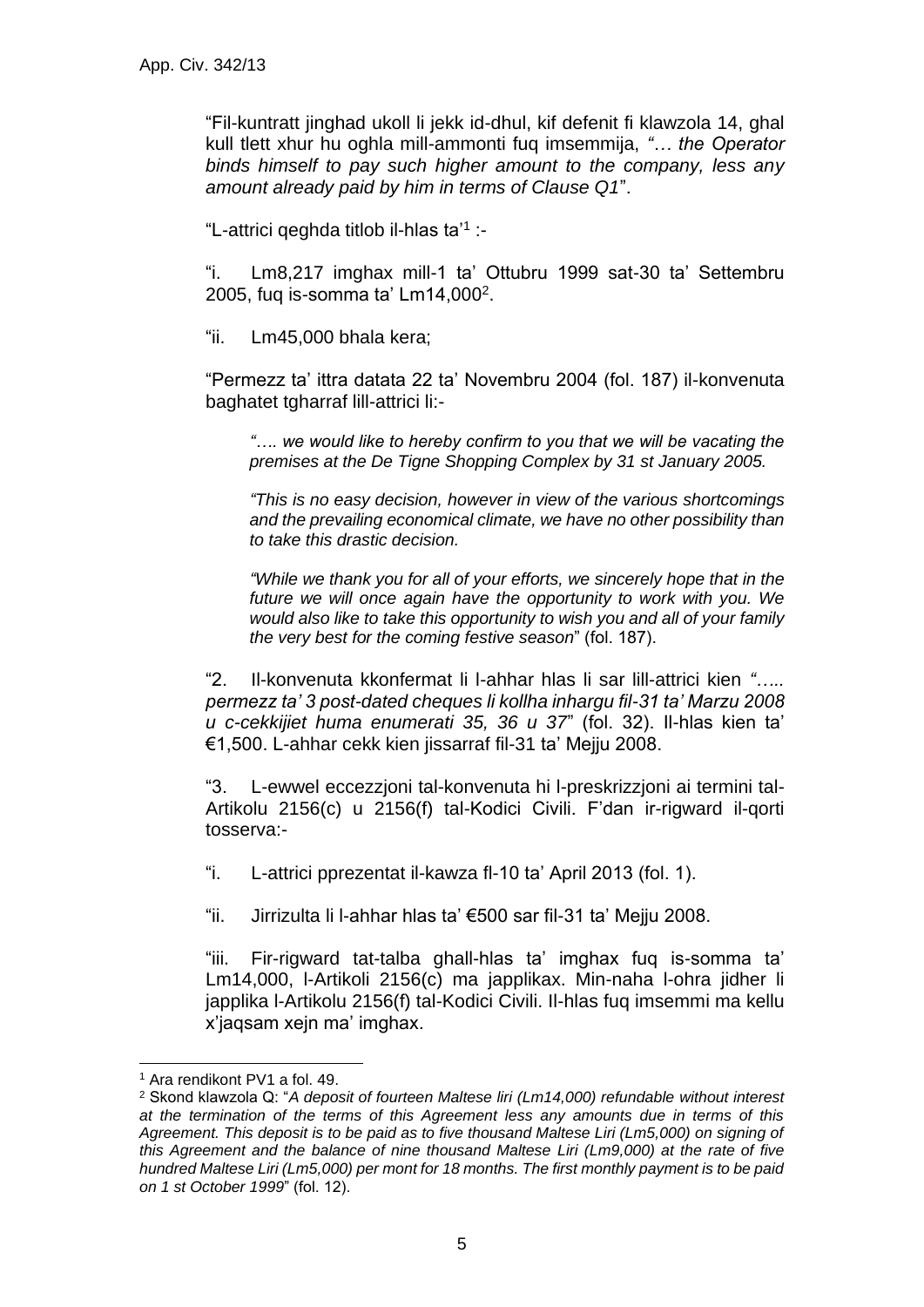"Fil-kuntratt jinghad ukoll li jekk id-dhul, kif defenit fi klawzola 14, ghal kull tlett xhur hu oghla mill-ammonti fuq imsemmija, *"… the Operator binds himself to pay such higher amount to the company, less any amount already paid by him in terms of Clause Q1*".

"L-attrici qeghda titlob il-hlas ta'[1] :-

"i. Lm8,217 imghax mill-1 ta' Ottubru 1999 sat-30 ta' Settembru 2005, fuq is-somma ta' Lm14,000[2].

"ii. Lm45,000 bhala kera;

"Permezz ta' ittra datata 22 ta' Novembru 2004 (fol. 187) il-konvenuta baghatet tgharraf lill-attrici li:-

> *"…. we would like to hereby confirm to you that we will be vacating the premises at the De Tigne Shopping Complex by 31 st January 2005.*
>
> *"This is no easy decision, however in view of the various shortcomings and the prevailing economical climate, we have no other possibility than to take this drastic decision.*
>
> *"While we thank you for all of your efforts, we sincerely hope that in the future we will once again have the opportunity to work with you. We would also like to take this opportunity to wish you and all of your family the very best for the coming festive season*" (fol. 187).

"2. Il-konvenuta kkonfermat li l-ahhar hlas li sar lill-attrici kien *"….. permezz ta' 3 post-dated cheques li kollha inhargu fil-31 ta' Marzu 2008 u c-cekkijiet huma enumerati 35, 36 u 37*" (fol. 32). Il-hlas kien ta' €1,500. L-ahhar cekk kien jissarraf fil-31 ta' Mejju 2008.

"3. L-ewwel eccezzjoni tal-konvenuta hi l-preskrizzjoni ai termini tal-Artikolu 2156(c) u 2156(f) tal-Kodici Civili. F'dan ir-rigward il-qorti tosserva:-

"i. L-attrici pprezentat il-kawza fl-10 ta' April 2013 (fol. 1).

"ii. Jirrizulta li l-ahhar hlas ta' €500 sar fil-31 ta' Mejju 2008.

"iii. Fir-rigward tat-talba ghall-hlas ta' imghax fuq is-somma ta' Lm14,000, l-Artikoli 2156(c) ma japplikax. Min-naha l-ohra jidher li japplika l-Artikolu 2156(f) tal-Kodici Civili. Il-hlas fuq imsemmi ma kellu x'jaqsam xejn ma' imghax.

---

[1] Ara rendikont PV1 a fol. 49.

[2] Skond klawzola Q: "*A deposit of fourteen Maltese liri (Lm14,000) refundable without interest at the termination of the terms of this Agreement less any amounts due in terms of this Agreement. This deposit is to be paid as to five thousand Maltese Liri (Lm5,000) on signing of this Agreement and the balance of nine thousand Maltese Liri (Lm9,000) at the rate of five hundred Maltese Liri (Lm5,000) per mont for 18 months. The first monthly payment is to be paid on 1 st October 1999*" (fol. 12).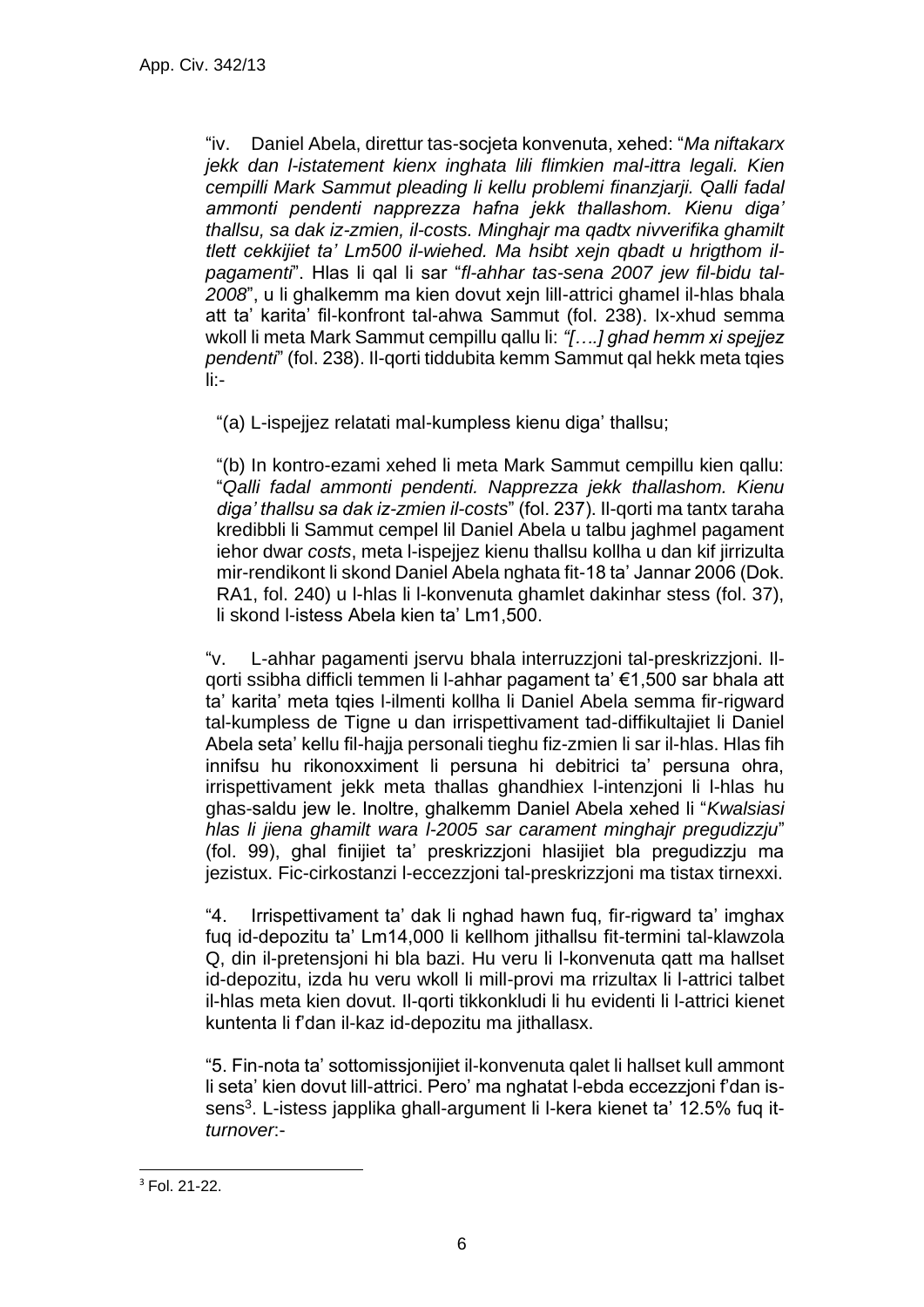"iv. Daniel Abela, direttur tas-socjeta konvenuta, xehed: "*Ma niftakarx jekk dan l-istatement kienx inghata lili flimkien mal-ittra legali. Kien cempilli Mark Sammut pleading li kellu problemi finanzjarji. Qalli fadal ammonti pendenti napprezza hafna jekk thallashom. Kienu diga' thallsu, sa dak iz-zmien, il-costs. Minghajr ma qadtx nivverifika ghamilt tlett cekkijiet ta' Lm500 il-wiehed. Ma hsibt xejn qbadt u hrigthom il-pagamenti*". Hlas li qal li sar "*fl-ahhar tas-sena 2007 jew fil-bidu tal-2008*", u li ghalkemm ma kien dovut xejn lill-attrici ghamel il-hlas bhala att ta' karita' fil-konfront tal-ahwa Sammut (fol. 238). Ix-xhud semma wkoll li meta Mark Sammut cempillu qallu li: *"[….] ghad hemm xi spejjez pendenti*" (fol. 238). Il-qorti tiddubita kemm Sammut qal hekk meta tqies li:-

"(a) L-ispejjez relatati mal-kumpless kienu diga' thallsu;

"(b) In kontro-ezami xehed li meta Mark Sammut cempillu kien qallu: "*Qalli fadal ammonti pendenti. Napprezza jekk thallashom. Kienu diga' thallsu sa dak iz-zmien il-costs*" (fol. 237). Il-qorti ma tantx taraha kredibbli li Sammut cempel lil Daniel Abela u talbu jaghmel pagament iehor dwar *costs*, meta l-ispejjez kienu thallsu kollha u dan kif jirrizulta mir-rendikont li skond Daniel Abela nghata fit-18 ta' Jannar 2006 (Dok. RA1, fol. 240) u l-hlas li l-konvenuta ghamlet dakinhar stess (fol. 37), li skond l-istess Abela kien ta' Lm1,500.

"v. L-ahhar pagamenti jservu bhala interruzzjoni tal-preskrizzjoni. Il-qorti ssibha difficli temmen li l-ahhar pagament ta' €1,500 sar bhala att ta' karita' meta tqies l-ilmenti kollha li Daniel Abela semma fir-rigward tal-kumpless de Tigne u dan irrispettivament tad-diffikultajiet li Daniel Abela seta' kellu fil-hajja personali tieghu fiz-zmien li sar il-hlas. Hlas fih innifsu hu rikonoxximent li persuna hi debitrici ta' persuna ohra, irrispettivament jekk meta thallas ghandhiex l-intenzjoni li l-hlas hu ghas-saldu jew le. Inoltre, ghalkemm Daniel Abela xehed li "*Kwalsiasi hlas li jiena ghamilt wara l-2005 sar carament minghajr pregudizzju*" (fol. 99), ghal finijiet ta' preskrizzjoni hlasijiet bla pregudizzju ma jezistux. Fic-cirkostanzi l-eccezzjoni tal-preskrizzjoni ma tistax tirnexxi.

"4. Irrispettivament ta' dak li nghad hawn fuq, fir-rigward ta' imghax fuq id-depozitu ta' Lm14,000 li kellhom jithallsu fit-termini tal-klawzola Q, din il-pretensjoni hi bla bazi. Hu veru li l-konvenuta qatt ma hallset id-depozitu, izda hu veru wkoll li mill-provi ma rrizultax li l-attrici talbet il-hlas meta kien dovut. Il-qorti tikkonkludi li hu evidenti li l-attrici kienet kuntenta li f'dan il-kaz id-depozitu ma jithallasx.

"5. Fin-nota ta' sottomissjonijiet il-konvenuta qalet li hallset kull ammont li seta' kien dovut lill-attrici. Pero' ma nghatat l-ebda eccezzjoni f'dan is-sens[3]. L-istess japplika ghall-argument li l-kera kienet ta' 12.5% fuq it-*turnover*:-

[3] Fol. 21-22.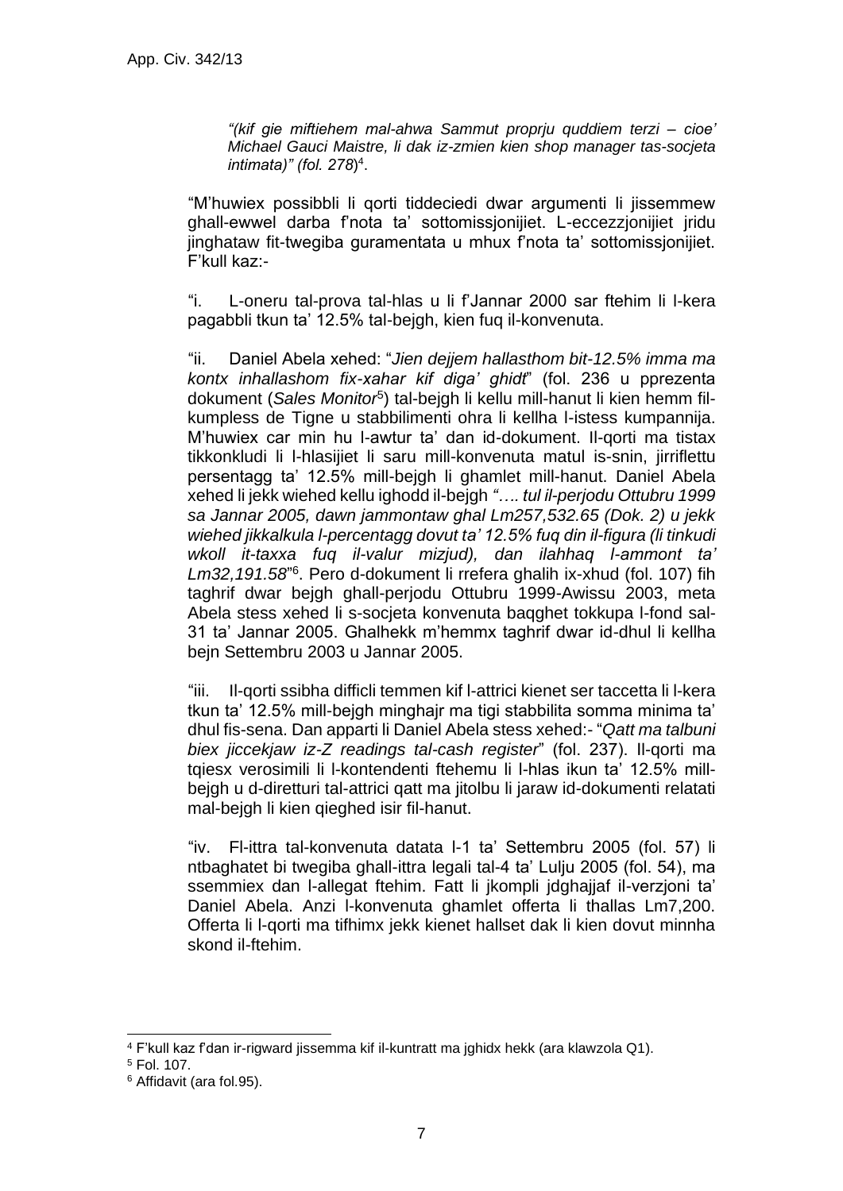*"(kif gie miftiehem mal-ahwa Sammut proprju quddiem terzi – cioe' Michael Gauci Maistre, li dak iz-zmien kien shop manager tas-socjeta intimata)" (fol. 278)*[4].

"M'huwiex possibbli li qorti tiddeciedi dwar argumenti li jissemmew ghall-ewwel darba f'nota ta' sottomissjonijiet. L-eccezzjonijiet jridu jinghataw fit-twegiba guramentata u mhux f'nota ta' sottomissjonijiet. F'kull kaz:-

"i. L-oneru tal-prova tal-hlas u li f'Jannar 2000 sar ftehim li l-kera pagabbli tkun ta' 12.5% tal-bejgh, kien fuq il-konvenuta.

"ii. Daniel Abela xehed: "*Jien dejjem hallasthom bit-12.5% imma ma kontx inhallashom fix-xahar kif diga' ghidt*" (fol. 236 u pprezenta dokument (*Sales Monitor*[5]) tal-bejgh li kellu mill-hanut li kien hemm fil-kumpless de Tigne u stabbilimenti ohra li kellha l-istess kumpannija. M'huwiex car min hu l-awtur ta' dan id-dokument. Il-qorti ma tistax tikkonkludi li l-hlasijiet li saru mill-konvenuta matul is-snin, jirriflettu persentagg ta' 12.5% mill-bejgh li ghamlet mill-hanut. Daniel Abela xehed li jekk wiehed kellu ighodd il-bejgh *"…. tul il-perjodu Ottubru 1999 sa Jannar 2005, dawn jammontaw ghal Lm257,532.65 (Dok. 2) u jekk wiehed jikkalkula l-percentagg dovut ta' 12.5% fuq din il-figura (li tinkudi wkoll it-taxxa fuq il-valur mizjud), dan ilahhaq l-ammont ta' Lm32,191.58*"[6]. Pero d-dokument li rrefera ghalih ix-xhud (fol. 107) fih taghrif dwar bejgh ghall-perjodu Ottubru 1999-Awissu 2003, meta Abela stess xehed li s-socjeta konvenuta baqghet tokkupa l-fond sal-31 ta' Jannar 2005. Ghalhekk m'hemmx taghrif dwar id-dhul li kellha bejn Settembru 2003 u Jannar 2005.

"iii. Il-qorti ssibha difficli temmen kif l-attrici kienet ser taccetta li l-kera tkun ta' 12.5% mill-bejgh minghajr ma tigi stabbilita somma minima ta' dhul fis-sena. Dan apparti li Daniel Abela stess xehed:- "*Qatt ma talbuni biex jiccekjaw iz-Z readings tal-cash register*" (fol. 237). Il-qorti ma tqiesx verosimili li l-kontendenti ftehemu li l-hlas ikun ta' 12.5% mill-bejgh u d-diretturi tal-attrici qatt ma jitolbu li jaraw id-dokumenti relatati mal-bejgh li kien qieghed isir fil-hanut.

"iv. Fl-ittra tal-konvenuta datata l-1 ta' Settembru 2005 (fol. 57) li ntbaghatet bi twegiba ghall-ittra legali tal-4 ta' Lulju 2005 (fol. 54), ma ssemmiex dan l-allegat ftehim. Fatt li jkompli jdghajjaf il-verzjoni ta' Daniel Abela. Anzi l-konvenuta ghamlet offerta li thallas Lm7,200. Offerta li l-qorti ma tifhimx jekk kienet hallset dak li kien dovut minnha skond il-ftehim.

---

[4] F'kull kaz f'dan ir-rigward jissemma kif il-kuntratt ma jghidx hekk (ara klawzola Q1).

[5] Fol. 107.

[6] Affidavit (ara fol.95).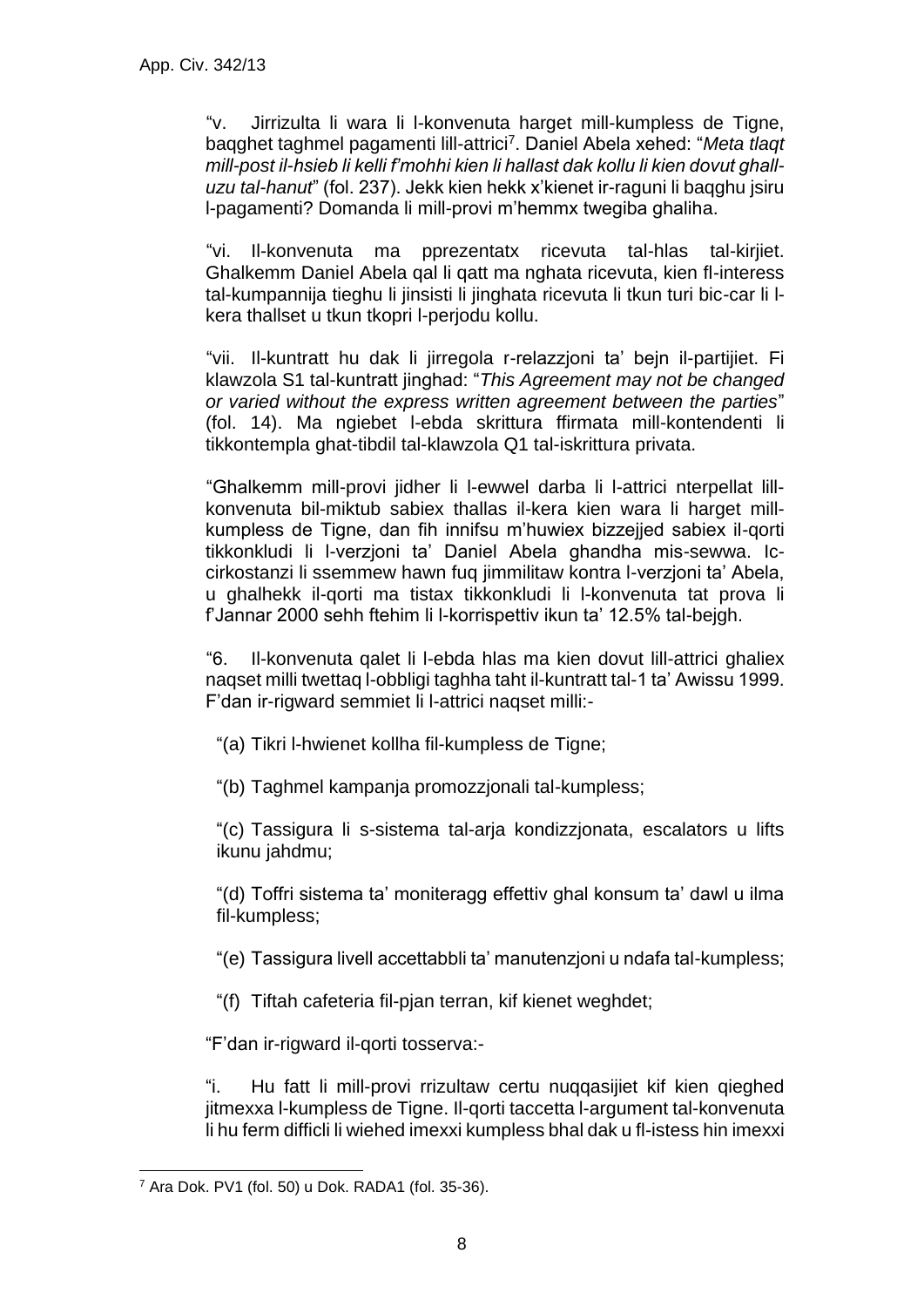"v. Jirrizulta li wara li l-konvenuta harget mill-kumpless de Tigne, baqghet taghmel pagamenti lill-attrici[7]. Daniel Abela xehed: "*Meta tlaqt mill-post il-hsieb li kelli f'mohhi kien li hallast dak kollu li kien dovut ghall-uzu tal-hanut*" (fol. 237). Jekk kien hekk x'kienet ir-raguni li baqghu jsiru l-pagamenti? Domanda li mill-provi m'hemmx twegiba ghaliha.

"vi. Il-konvenuta ma pprezentatx ricevuta tal-hlas tal-kirjiet. Ghalkemm Daniel Abela qal li qatt ma nghata ricevuta, kien fl-interess tal-kumpannija tieghu li jinsisti li jinghata ricevuta li tkun turi bic-car li l-kera thallset u tkun tkopri l-perjodu kollu.

"vii. Il-kuntratt hu dak li jirregola r-relazzjoni ta' bejn il-partijiet. Fi klawzola S1 tal-kuntratt jinghad: "*This Agreement may not be changed or varied without the express written agreement between the parties*" (fol. 14). Ma ngiebet l-ebda skrittura ffirmata mill-kontendenti li tikkontempla ghat-tibdil tal-klawzola Q1 tal-iskrittura privata.

"Ghalkemm mill-provi jidher li l-ewwel darba li l-attrici nterpellat lill-konvenuta bil-miktub sabiex thallas il-kera kien wara li harget mill-kumpless de Tigne, dan fih innifsu m'huwiex bizzejjed sabiex il-qorti tikkonkludi li l-verzjoni ta' Daniel Abela ghandha mis-sewwa. Ic-cirkostanzi li ssemmew hawn fuq jimmilitaw kontra l-verzjoni ta' Abela, u ghalhekk il-qorti ma tistax tikkonkludi li l-konvenuta tat prova li f'Jannar 2000 sehh ftehim li l-korrispettiv ikun ta' 12.5% tal-bejgh.

"6. Il-konvenuta qalet li l-ebda hlas ma kien dovut lill-attrici ghaliex naqset milli twettaq l-obbligi taghha taht il-kuntratt tal-1 ta' Awissu 1999. F'dan ir-rigward semmiet li l-attrici naqset milli:-

"(a) Tikri l-hwienet kollha fil-kumpless de Tigne;

"(b) Taghmel kampanja promozzjonali tal-kumpless;

"(c) Tassigura li s-sistema tal-arja kondizzjonata, escalators u lifts ikunu jahdmu;

"(d) Toffri sistema ta' moniteragg effettiv ghal konsum ta' dawl u ilma fil-kumpless;

"(e) Tassigura livell accettabbli ta' manutenzjoni u ndafa tal-kumpless;

"(f) Tiftah cafeteria fil-pjan terran, kif kienet weghdet;

"F'dan ir-rigward il-qorti tosserva:-

"i. Hu fatt li mill-provi rrizultaw certu nuqqasijiet kif kien qieghed jitmexxa l-kumpless de Tigne. Il-qorti taccetta l-argument tal-konvenuta li hu ferm difficli li wiehed imexxi kumpless bhal dak u fl-istess hin imexxi

[7] Ara Dok. PV1 (fol. 50) u Dok. RADA1 (fol. 35-36).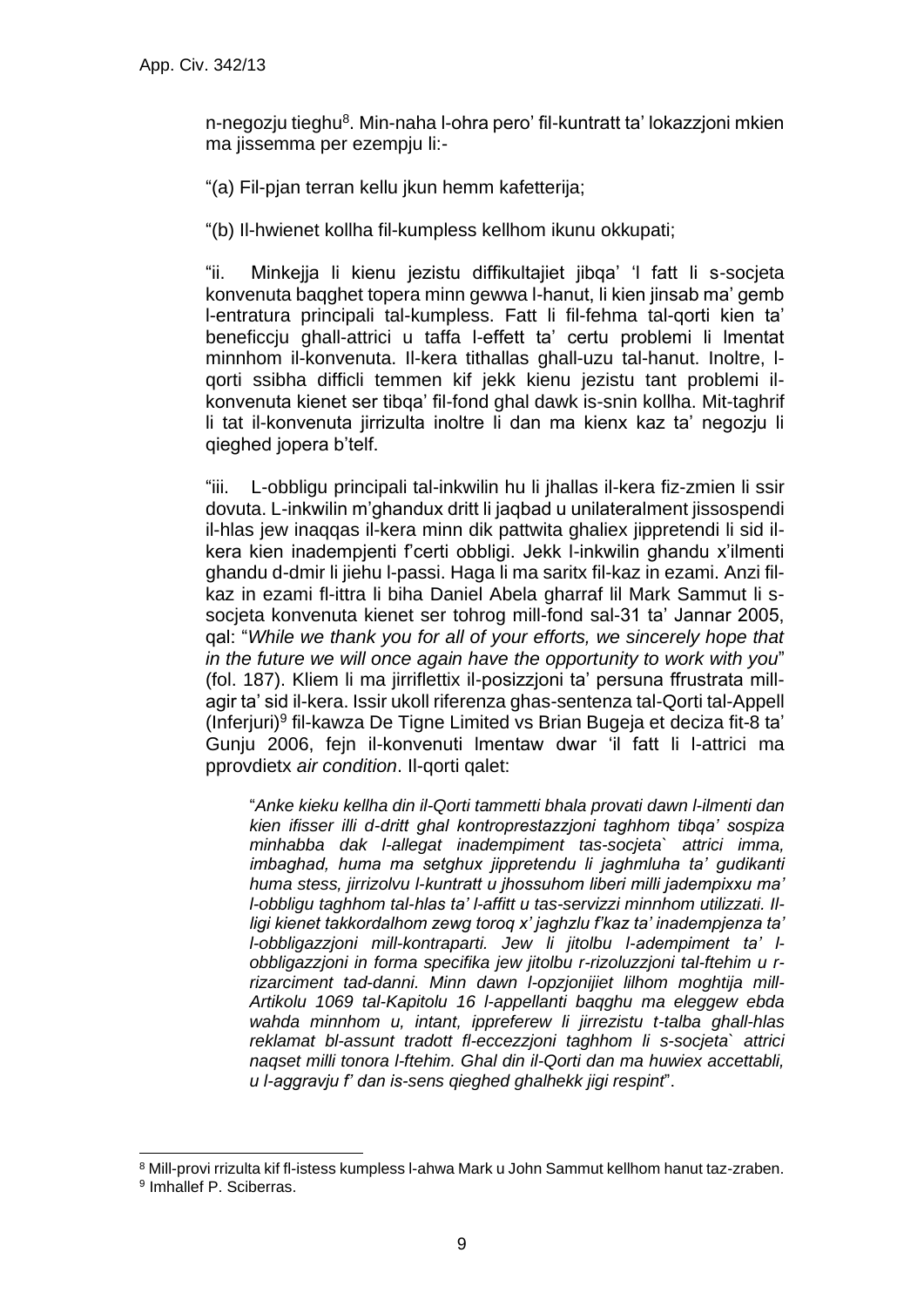n-negozju tieghu[8]. Min-naha l-ohra pero' fil-kuntratt ta' lokazzjoni mkien ma jissemma per ezempju li:-

"(a) Fil-pjan terran kellu jkun hemm kafetterija;

"(b) Il-hwienet kollha fil-kumpless kellhom ikunu okkupati;

"ii. Minkejja li kienu jezistu diffikultajiet jibqa' 'l fatt li s-socjeta konvenuta baqghet topera minn gewwa l-hanut, li kien jinsab ma' gemb l-entratura principali tal-kumpless. Fatt li fil-fehma tal-qorti kien ta' beneficcju ghall-attrici u taffa l-effett ta' certu problemi li lmentat minnhom il-konvenuta. Il-kera tithallas ghall-uzu tal-hanut. Inoltre, l-qorti ssibha difficli temmen kif jekk kienu jezistu tant problemi il-konvenuta kienet ser tibqa' fil-fond ghal dawk is-snin kollha. Mit-taghrif li tat il-konvenuta jirrizulta inoltre li dan ma kienx kaz ta' negozju li qieghed jopera b'telf.

"iii. L-obbligu principali tal-inkwilin hu li jhallas il-kera fiz-zmien li ssir dovuta. L-inkwilin m'ghandux dritt li jaqbad u unilateralment jissospendi il-hlas jew inaqqas il-kera minn dik pattwita ghaliex jippretendi li sid il-kera kien inadempjenti f'certi obbligi. Jekk l-inkwilin ghandu x'ilmenti ghandu d-dmir li jiehu l-passi. Haga li ma saritx fil-kaz in ezami. Anzi fil-kaz in ezami fl-ittra li biha Daniel Abela gharraf lil Mark Sammut li s-socjeta konvenuta kienet ser tohrog mill-fond sal-31 ta' Jannar 2005, qal: "*While we thank you for all of your efforts, we sincerely hope that in the future we will once again have the opportunity to work with you*" (fol. 187). Kliem li ma jirriflettix il-posizzjoni ta' persuna ffrustrata mill-agir ta' sid il-kera. Issir ukoll riferenza ghas-sentenza tal-Qorti tal-Appell (Inferjuri)[9] fil-kawza De Tigne Limited vs Brian Bugeja et deciza fit-8 ta' Gunju 2006, fejn il-konvenuti lmentaw dwar 'il fatt li l-attrici ma pprovditx *air condition*. Il-qorti qalet:

> "*Anke kieku kellha din il-Qorti tammetti bhala provati dawn l-ilmenti dan kien ifisser illi d-dritt ghal kontroprestazzjoni taghhom tibqa' sospiza minhabba dak l-allegat inadempiment tas-socjeta` attrici imma, imbaghad, huma ma setghux jippretendu li jaghmluha ta' gudikanti huma stess, jirrizolvu l-kuntratt u jhossuhom liberi milli jadempixxu ma' l-obbligu taghhom tal-hlas ta' l-affitt u tas-servizzi minnhom utilizzati. Il-ligi kienet takkordalhom zewg toroq x' jaghzlu f'kaz ta' inadempjenza ta' l-obbligazzjoni mill-kontraparti. Jew li jitolbu l-adempiment ta' l-obbligazzjoni in forma specifika jew jitolbu r-rizoluzzjoni tal-ftehim u r-rizarciment tad-danni. Minn dawn l-opzjonijiet lilhom moghtija mill-Artikolu 1069 tal-Kapitolu 16 l-appellanti baqghu ma eleggew ebda wahda minnhom u, intant, ippreferew li jirrezistu t-talba ghall-hlas reklamat bl-assunt tradott fl-eccezzjoni taghhom li s-socjeta` attrici naqset milli tonora l-ftehim. Ghal din il-Qorti dan ma huwiex accettabli, u l-aggravju f' dan is-sens qieghed ghalhekk jigi respint*".

---

[8] Mill-provi rrizulta kif fl-istess kumpless l-ahwa Mark u John Sammut kellhom hanut taz-zraben.

[9] Imhallef P. Sciberras.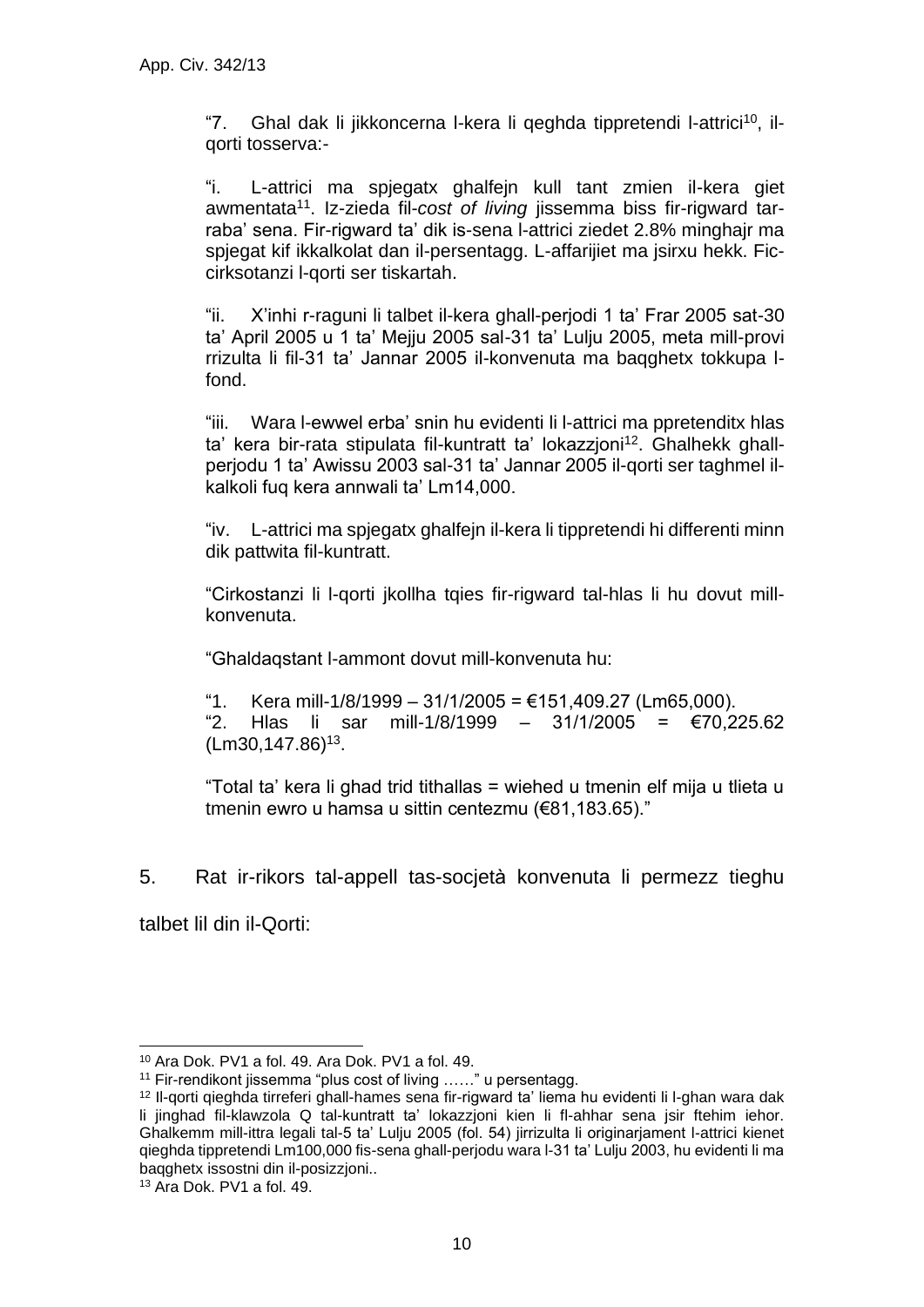"7. Ghal dak li jikkoncerna l-kera li qeghda tippretendi l-attrici[10], il-qorti tosserva:-

"i. L-attrici ma spjegatx ghalfejn kull tant zmien il-kera giet awmentata[11]. Iz-zieda fil-*cost of living* jissemma biss fir-rigward tar-raba' sena. Fir-rigward ta' dik is-sena l-attrici ziedet 2.8% minghajr ma spjegat kif ikkalkolat dan il-persentagg. L-affarijiet ma jsirxu hekk. Fic-cirksotanzi l-qorti ser tiskartah.

"ii. X'inhi r-raguni li talbet il-kera ghall-perjodi 1 ta' Frar 2005 sat-30 ta' April 2005 u 1 ta' Mejju 2005 sal-31 ta' Lulju 2005, meta mill-provi rrizulta li fil-31 ta' Jannar 2005 il-konvenuta ma baqghetx tokkupa l-fond.

"iii. Wara l-ewwel erba' snin hu evidenti li l-attrici ma ppretenditx hlas ta' kera bir-rata stipulata fil-kuntratt ta' lokazzjoni[12]. Ghalhekk ghall-perjodu 1 ta' Awissu 2003 sal-31 ta' Jannar 2005 il-qorti ser taghmel il-kalkoli fuq kera annwali ta' Lm14,000.

"iv. L-attrici ma spjegatx ghalfejn il-kera li tippretendi hi differenti minn dik pattwita fil-kuntratt.

"Cirkostanzi li l-qorti jkollha tqies fir-rigward tal-hlas li hu dovut mill-konvenuta.

"Ghaldaqstant l-ammont dovut mill-konvenuta hu:

"1. Kera mill-1/8/1999 – 31/1/2005 = €151,409.27 (Lm65,000).
"2. Hlas li sar mill-1/8/1999 – 31/1/2005 = €70,225.62 (Lm30,147.86)[13].

"Total ta' kera li ghad trid tithallas = wiehed u tmenin elf mija u tlieta u tmenin ewro u hamsa u sittin centezmu (€81,183.65)."

5. Rat ir-rikors tal-appell tas-socjetà konvenuta li permezz tieghu talbet lil din il-Qorti:

---

[10] Ara Dok. PV1 a fol. 49. Ara Dok. PV1 a fol. 49.

[11] Fir-rendikont jissemma "plus cost of living ……" u persentagg.

[12] Il-qorti qieghda tirreferi ghall-hames sena fir-rigward ta' liema hu evidenti li l-ghan wara dak li jinghad fil-klawzola Q tal-kuntratt ta' lokazzjoni kien li fl-ahhar sena jsir ftehim iehor. Ghalkemm mill-ittra legali tal-5 ta' Lulju 2005 (fol. 54) jirrizulta li originarjament l-attrici kienet qieghda tippretendi Lm100,000 fis-sena ghall-perjodu wara l-31 ta' Lulju 2003, hu evidenti li ma baqghetx issostni din il-posizzjoni..

[13] Ara Dok. PV1 a fol. 49.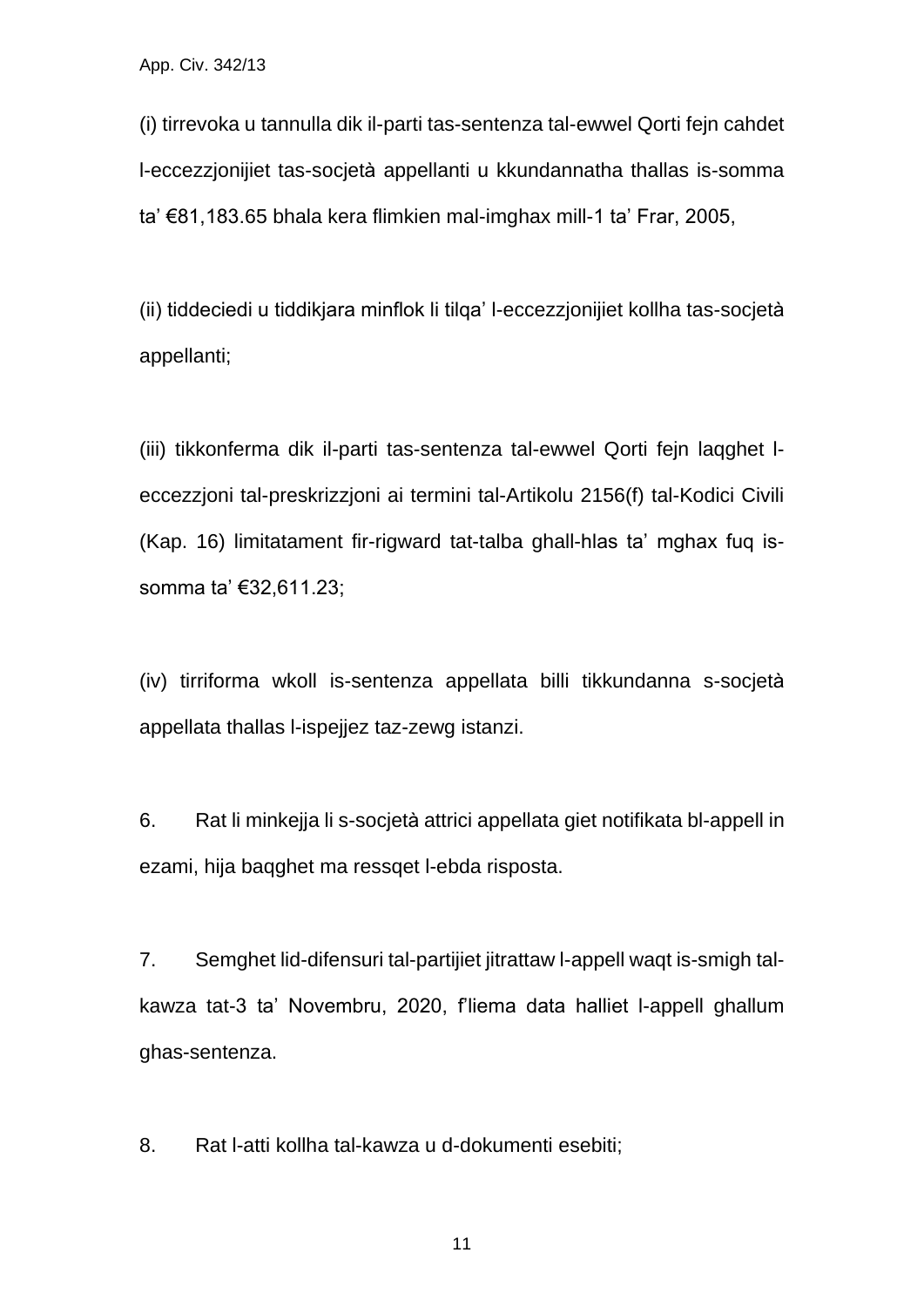(i) tirrevoka u tannulla dik il-parti tas-sentenza tal-ewwel Qorti fejn cahdet l-eccezzjonijiet tas-socjetà appellanti u kkundannatha thallas is-somma ta' €81,183.65 bhala kera flimkien mal-imghax mill-1 ta' Frar, 2005,

(ii) tiddeciedi u tiddikjara minflok li tilqa' l-eccezzjonijiet kollha tas-socjetà appellanti;

(iii) tikkonferma dik il-parti tas-sentenza tal-ewwel Qorti fejn laqghet l-eccezzjoni tal-preskrizzjoni ai termini tal-Artikolu 2156(f) tal-Kodici Civili (Kap. 16) limitatament fir-rigward tat-talba ghall-hlas ta' mghax fuq is-somma ta' €32,611.23;

(iv) tirriforma wkoll is-sentenza appellata billi tikkundanna s-socjetà appellata thallas l-ispejjez taz-zewg istanzi.

6. Rat li minkejja li s-socjetà attrici appellata giet notifikata bl-appell in ezami, hija baqghet ma ressqet l-ebda risposta.

7. Semghet lid-difensuri tal-partijiet jitrattaw l-appell waqt is-smigh tal-kawza tat-3 ta' Novembru, 2020, f'liema data halliet l-appell ghallum ghas-sentenza.

8. Rat l-atti kollha tal-kawza u d-dokumenti esebiti;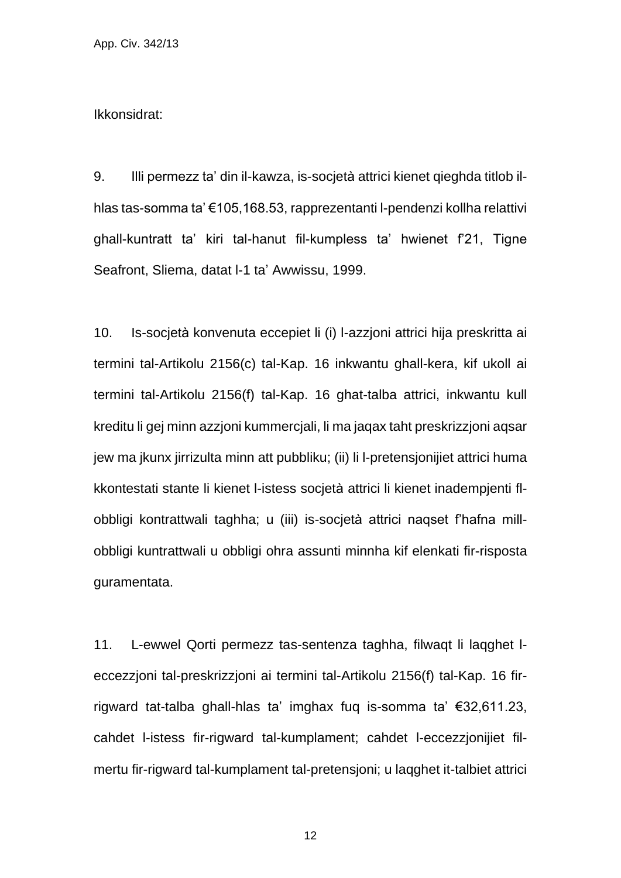Ikkonsidrat:

9. Illi permezz ta' din il-kawza, is-socjetà attrici kienet qieghda titlob il-hlas tas-somma ta' €105,168.53, rapprezentanti l-pendenzi kollha relattivi ghall-kuntratt ta' kiri tal-hanut fil-kumpless ta' hwienet f'21, Tigne Seafront, Sliema, datat l-1 ta' Awwissu, 1999.

10. Is-socjetà konvenuta eccepiet li (i) l-azzjoni attrici hija preskritta ai termini tal-Artikolu 2156(c) tal-Kap. 16 inkwantu ghall-kera, kif ukoll ai termini tal-Artikolu 2156(f) tal-Kap. 16 ghat-talba attrici, inkwantu kull kreditu li gej minn azzjoni kummercjali, li ma jaqax taht preskrizzjoni aqsar jew ma jkunx jirrizulta minn att pubbliku; (ii) li l-pretensjonijiet attrici huma kkontestati stante li kienet l-istess socjetà attrici li kienet inadempjenti fl-obbligi kontrattwali taghha; u (iii) is-socjetà attrici naqset f'hafna mill-obbligi kuntrattwali u obbligi ohra assunti minnha kif elenkati fir-risposta guramentata.

11. L-ewwel Qorti permezz tas-sentenza taghha, filwaqt li laqghet l-eccezzjoni tal-preskrizzjoni ai termini tal-Artikolu 2156(f) tal-Kap. 16 fir-rigward tat-talba ghall-hlas ta' imghax fuq is-somma ta' €32,611.23, cahdet l-istess fir-rigward tal-kumplament; cahdet l-eccezzjonijiet fil-mertu fir-rigward tal-kumplament tal-pretensjoni; u laqghet it-talbiet attrici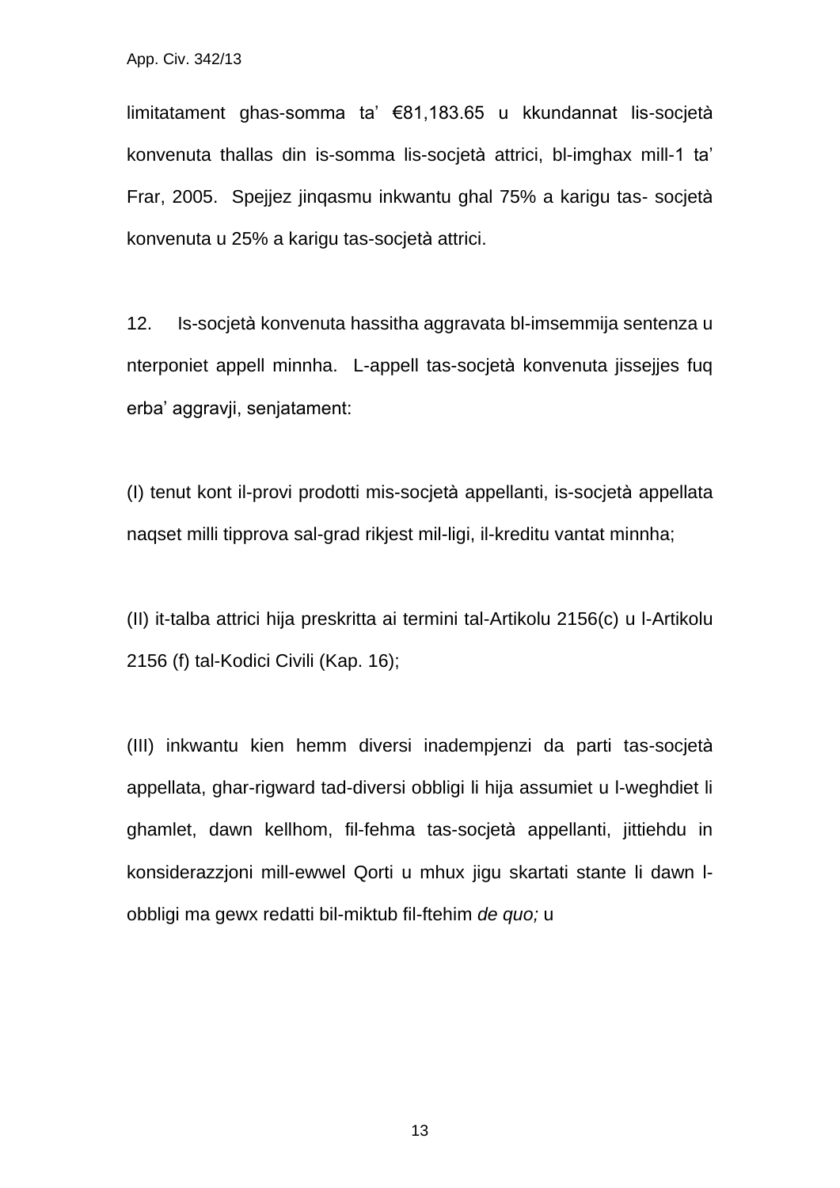limitatament ghas-somma ta' €81,183.65 u kkundannat lis-socjetà konvenuta thallas din is-somma lis-socjetà attrici, bl-imghax mill-1 ta' Frar, 2005. Spejjez jinqasmu inkwantu ghal 75% a karigu tas- socjetà konvenuta u 25% a karigu tas-socjetà attrici.

12. Is-socjetà konvenuta hassitha aggravata bl-imsemmija sentenza u nterponiet appell minnha. L-appell tas-socjetà konvenuta jissejjes fuq erba' aggravji, senjatament:

(I) tenut kont il-provi prodotti mis-socjetà appellanti, is-socjetà appellata naqset milli tipprova sal-grad rikjest mil-ligi, il-kreditu vantat minnha;

(II) it-talba attrici hija preskritta ai termini tal-Artikolu 2156(c) u l-Artikolu 2156 (f) tal-Kodici Civili (Kap. 16);

(III) inkwantu kien hemm diversi inadempjenzi da parti tas-socjetà appellata, ghar-rigward tad-diversi obbligi li hija assumiet u l-weghdiet li ghamlet, dawn kellhom, fil-fehma tas-socjetà appellanti, jittiehdu in konsiderazzjoni mill-ewwel Qorti u mhux jigu skartati stante li dawn l-obbligi ma gewx redatti bil-miktub fil-ftehim *de quo;* u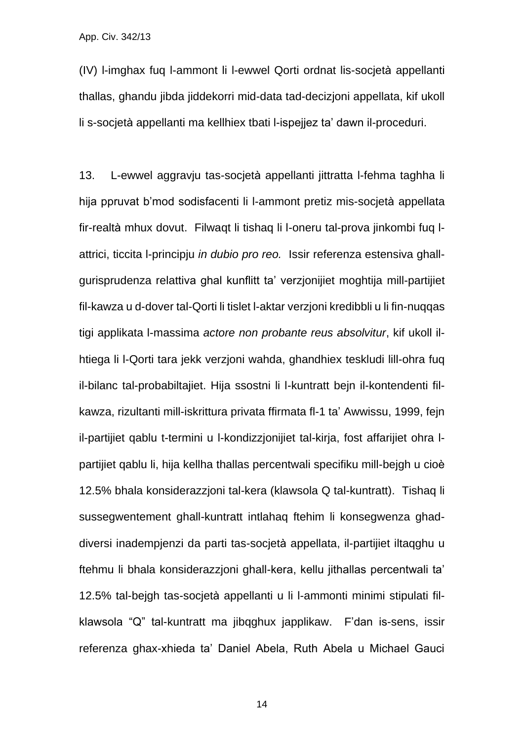(IV) l-imghax fuq l-ammont li l-ewwel Qorti ordnat lis-socjetà appellanti thallas, ghandu jibda jiddekorri mid-data tad-decizjoni appellata, kif ukoll li s-socjetà appellanti ma kellhiex tbati l-ispejjez ta' dawn il-proceduri.

13. L-ewwel aggravju tas-socjetà appellanti jittratta l-fehma taghha li hija ppruvat b'mod sodisfacenti li l-ammont pretiz mis-socjetà appellata fir-realtà mhux dovut. Filwaqt li tishaq li l-oneru tal-prova jinkombi fuq l-attrici, ticcita l-principju *in dubio pro reo.* Issir referenza estensiva ghall-gurisprudenza relattiva ghal kunflitt ta' verzjonijiet moghtija mill-partijiet fil-kawza u d-dover tal-Qorti li tislet l-aktar verzjoni kredibbli u li fin-nuqqas tigi applikata l-massima *actore non probante reus absolvitur*, kif ukoll il-htiega li l-Qorti tara jekk verzjoni wahda, ghandhiex teskludi lill-ohra fuq il-bilanc tal-probabiltajiet. Hija ssostni li l-kuntratt bejn il-kontendenti fil-kawza, rizultanti mill-iskrittura privata ffirmata fl-1 ta' Awwissu, 1999, fejn il-partijiet qablu t-termini u l-kondizzjonijiet tal-kirja, fost affarijiet ohra l-partijiet qablu li, hija kellha thallas percentwali specifiku mill-bejgh u cioè 12.5% bhala konsiderazzjoni tal-kera (klawsola Q tal-kuntratt). Tishaq li sussegwentement ghall-kuntratt intlahaq ftehim li konsegwenza ghad-diversi inadempjenzi da parti tas-socjetà appellata, il-partijiet iltaqghu u ftehmu li bhala konsiderazzjoni ghall-kera, kellu jithallas percentwali ta' 12.5% tal-bejgh tas-socjetà appellanti u li l-ammonti minimi stipulati fil-klawsola "Q" tal-kuntratt ma jibqghux japplikaw. F'dan is-sens, issir referenza ghax-xhieda ta' Daniel Abela, Ruth Abela u Michael Gauci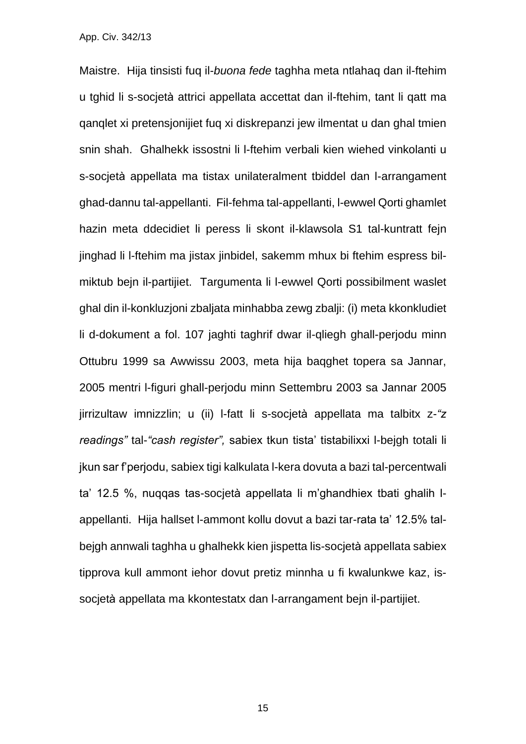Maistre. Hija tinsisti fuq il-*buona fede* taghha meta ntlahaq dan il-ftehim u tghid li s-socjetà attrici appellata accettat dan il-ftehim, tant li qatt ma qanqlet xi pretensjonijiet fuq xi diskrepanzi jew ilmentat u dan ghal tmien snin shah. Ghalhekk issostni li l-ftehim verbali kien wiehed vinkolanti u s-socjetà appellata ma tistax unilateralment tbiddel dan l-arrangament ghad-dannu tal-appellanti. Fil-fehma tal-appellanti, l-ewwel Qorti ghamlet hazin meta ddecidiet li peress li skont il-klawsola S1 tal-kuntratt fejn jinghad li l-ftehim ma jistax jinbidel, sakemm mhux bi ftehim espress bil-miktub bejn il-partijiet. Targumenta li l-ewwel Qorti possibilment waslet ghal din il-konkluzjoni zbaljata minhabba zewg zbalji: (i) meta kkonkludiet li d-dokument a fol. 107 jaghti taghrif dwar il-qliegh ghall-perjodu minn Ottubru 1999 sa Awwissu 2003, meta hija baqghet topera sa Jannar, 2005 mentri l-figuri ghall-perjodu minn Settembru 2003 sa Jannar 2005 jirrizultaw imnizzlin; u (ii) l-fatt li s-socjetà appellata ma talbitx z-*"z readings"* tal-*"cash register",* sabiex tkun tista' tistabilixxi l-bejgh totali li jkun sar f'perjodu, sabiex tigi kalkulata l-kera dovuta a bazi tal-percentwali ta' 12.5 %, nuqqas tas-socjetà appellata li m'ghandhiex tbati ghalih l-appellanti. Hija hallset l-ammont kollu dovut a bazi tar-rata ta' 12.5% tal-bejgh annwali taghha u ghalhekk kien jispetta lis-socjetà appellata sabiex tipprova kull ammont iehor dovut pretiz minnha u fi kwalunkwe kaz, is-socjetà appellata ma kkontestatx dan l-arrangament bejn il-partijiet.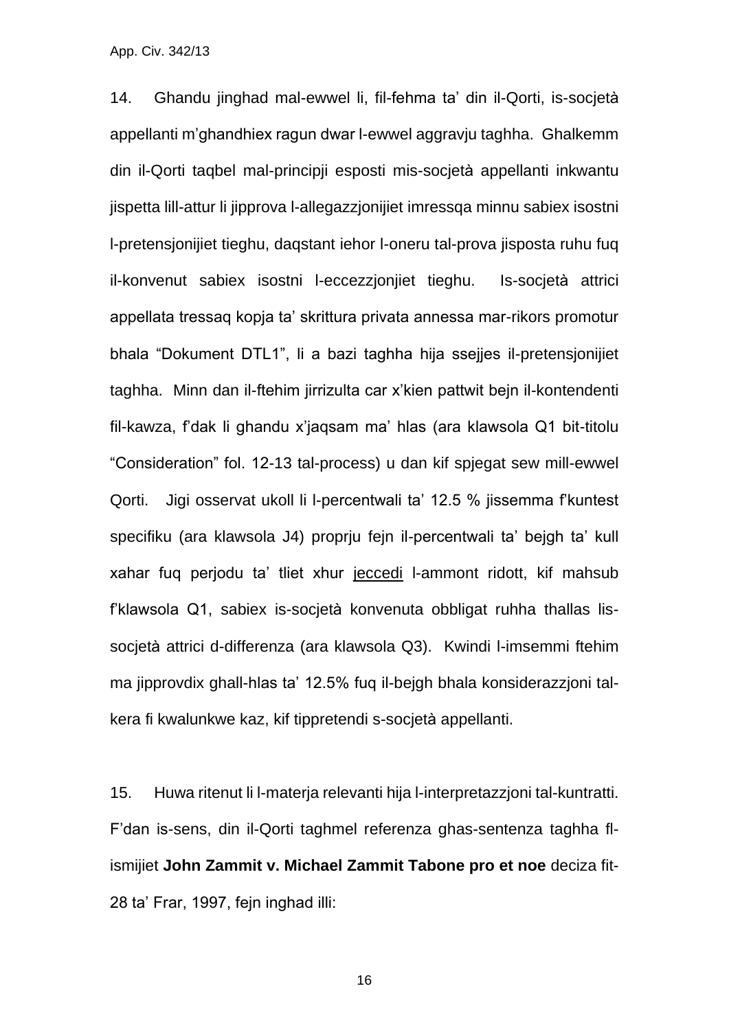14. Ghandu jinghad mal-ewwel li, fil-fehma ta' din il-Qorti, is-socjetà appellanti m'ghandhiex ragun dwar l-ewwel aggravju taghha. Ghalkemm din il-Qorti taqbel mal-principji esposti mis-socjetà appellanti inkwantu jispetta lill-attur li jipprova l-allegazzjonijiet imressqa minnu sabiex isostni l-pretensjonijiet tieghu, daqstant iehor l-oneru tal-prova jisposta ruhu fuq il-konvenut sabiex isostni l-eccezzjonjiet tieghu. Is-socjetà attrici appellata tressaq kopja ta' skrittura privata annessa mar-rikors promotur bhala "Dokument DTL1", li a bazi taghha hija ssejjes il-pretensjonijiet taghha. Minn dan il-ftehim jirrizulta car x'kien pattwit bejn il-kontendenti fil-kawza, f'dak li ghandu x'jaqsam ma' hlas (ara klawsola Q1 bit-titolu "Consideration" fol. 12-13 tal-process) u dan kif spjegat sew mill-ewwel Qorti. Jigi osservat ukoll li l-percentwali ta' 12.5 % jissemma f'kuntest specifiku (ara klawsola J4) proprju fejn il-percentwali ta' bejgh ta' kull xahar fuq perjodu ta' tliet xhur <u>jeccedi</u> l-ammont ridott, kif mahsub f'klawsola Q1, sabiex is-socjetà konvenuta obbligat ruhha thallas lis-socjetà attrici d-differenza (ara klawsola Q3). Kwindi l-imsemmi ftehim ma jipprovdix ghall-hlas ta' 12.5% fuq il-bejgh bhala konsiderazzjoni tal-kera fi kwalunkwe kaz, kif tippretendi s-socjetà appellanti.

15. Huwa ritenut li l-materja relevanti hija l-interpretazzjoni tal-kuntratti. F'dan is-sens, din il-Qorti taghmel referenza ghas-sentenza taghha fl-ismijiet **John Zammit v. Michael Zammit Tabone pro et noe** deciza fit-28 ta' Frar, 1997, fejn inghad illi: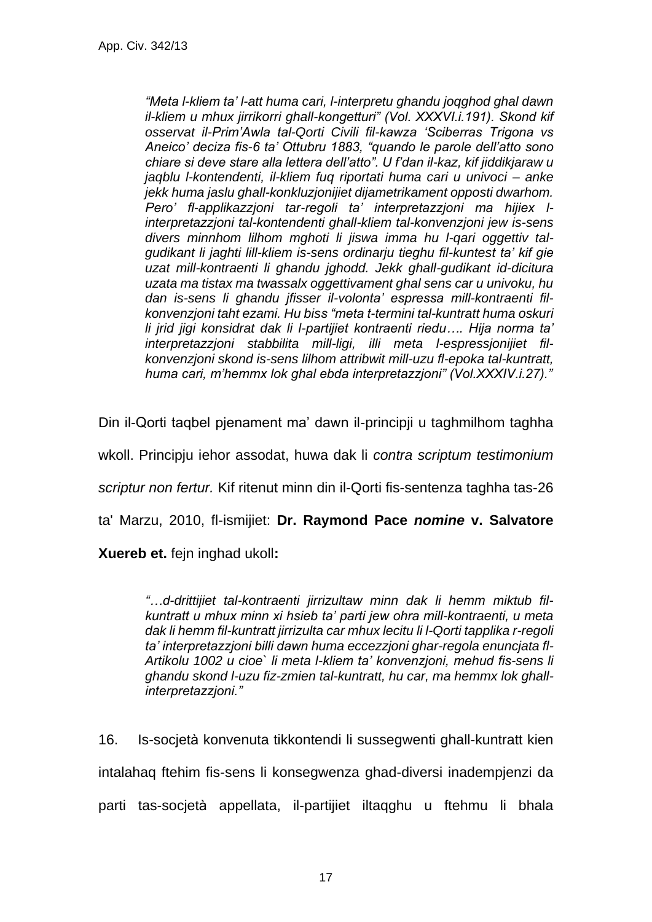> *"Meta l-kliem ta' l-att huma cari, l-interpretu ghandu joqghod ghal dawn il-kliem u mhux jirrikorri ghall-kongetturi" (Vol. XXXVI.i.191). Skond kif osservat il-Prim'Awla tal-Qorti Civili fil-kawza 'Sciberras Trigona vs Aneico' deciza fis-6 ta' Ottubru 1883, "quando le parole dell'atto sono chiare si deve stare alla lettera dell'atto". U f'dan il-kaz, kif jiddikjaraw u jaqblu l-kontendenti, il-kliem fuq riportati huma cari u univoci – anke jekk huma jaslu ghall-konkluzjonijiet dijametrikament opposti dwarhom. Pero' fl-applikazzjoni tar-regoli ta' interpretazzjoni ma hijiex l-interpretazzjoni tal-kontendenti ghall-kliem tal-konvenzjoni jew is-sens divers minnhom lilhom mghoti li jiswa imma hu l-qari oggettiv tal-gudikant li jaghti lill-kliem is-sens ordinarju tieghu fil-kuntest ta' kif gie uzat mill-kontraenti li ghandu jghodd. Jekk ghall-gudikant id-dicitura uzata ma tistax ma twassalx oggettivament ghal sens car u univoku, hu dan is-sens li ghandu jfisser il-volonta' espressa mill-kontraenti fil-konvenzjoni taht ezami. Hu biss "meta t-termini tal-kuntratt huma oskuri li jrid jigi konsidrat dak li l-partijiet kontraenti riedu…. Hija norma ta' interpretazzjoni stabbilita mill-ligi, illi meta l-espressjonijiet fil-konvenzjoni skond is-sens lilhom attribwit mill-uzu fl-epoka tal-kuntratt, huma cari, m'hemmx lok ghal ebda interpretazzjoni" (Vol.XXXIV.i.27)."*

Din il-Qorti taqbel pjenament ma' dawn il-principji u taghmilhom taghha wkoll. Principju iehor assodat, huwa dak li *contra scriptum testimonium scriptur non fertur.* Kif ritenut minn din il-Qorti fis-sentenza taghha tas-26 ta' Marzu, 2010, fl-ismijiet: **Dr. Raymond Pace *nomine* v. Salvatore Xuereb et.** fejn inghad ukoll**:**

> *"…d-drittijiet tal-kontraenti jirrizultaw minn dak li hemm miktub fil-kuntratt u mhux minn xi hsieb ta' parti jew ohra mill-kontraenti, u meta dak li hemm fil-kuntratt jirrizulta car mhux lecitu li l-Qorti tapplika r-regoli ta' interpretazzjoni billi dawn huma eccezzjoni ghar-regola enuncjata fl-Artikolu 1002 u cioe` li meta l-kliem ta' konvenzjoni, mehud fis-sens li ghandu skond l-uzu fiz-zmien tal-kuntratt, hu car, ma hemmx lok ghall-interpretazzjoni."*

16. Is-socjetà konvenuta tikkontendi li sussegwenti ghall-kuntratt kien intalahaq ftehim fis-sens li konsegwenza ghad-diversi inadempjenzi da parti tas-socjetà appellata, il-partijiet iltaqghu u ftehmu li bhala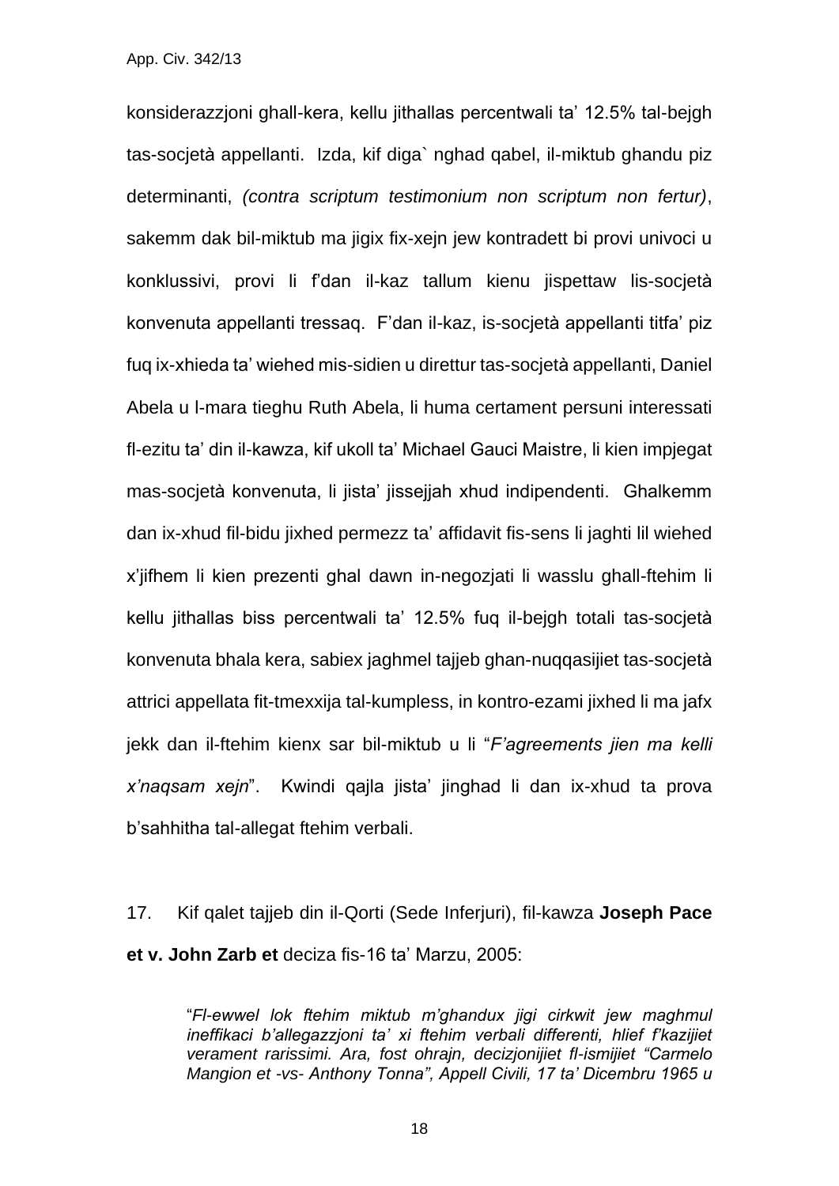konsiderazzjoni ghall-kera, kellu jithallas percentwali ta' 12.5% tal-bejgh tas-socjetà appellanti. Izda, kif diga` nghad qabel, il-miktub ghandu piz determinanti, *(contra scriptum testimonium non scriptum non fertur)*, sakemm dak bil-miktub ma jigix fix-xejn jew kontradett bi provi univoci u konklussivi, provi li f'dan il-kaz tallum kienu jispettaw lis-socjetà konvenuta appellanti tressaq. F'dan il-kaz, is-socjetà appellanti titfa' piz fuq ix-xhieda ta' wiehed mis-sidien u direttur tas-socjetà appellanti, Daniel Abela u l-mara tieghu Ruth Abela, li huma certament persuni interessati fl-ezitu ta' din il-kawza, kif ukoll ta' Michael Gauci Maistre, li kien impjegat mas-socjetà konvenuta, li jista' jissejjah xhud indipendenti. Ghalkemm dan ix-xhud fil-bidu jixhed permezz ta' affidavit fis-sens li jaghti lil wiehed x'jifhem li kien prezenti ghal dawn in-negozjati li wasslu ghall-ftehim li kellu jithallas biss percentwali ta' 12.5% fuq il-bejgh totali tas-socjetà konvenuta bhala kera, sabiex jaghmel tajjeb ghan-nuqqasijiet tas-socjetà attrici appellata fit-tmexxija tal-kumpless, in kontro-ezami jixhed li ma jafx jekk dan il-ftehim kienx sar bil-miktub u li "*F'agreements jien ma kelli x'naqsam xejn*". Kwindi qajla jista' jinghad li dan ix-xhud ta prova b'sahhitha tal-allegat ftehim verbali.

17. Kif qalet tajjeb din il-Qorti (Sede Inferjuri), fil-kawza **Joseph Pace et v. John Zarb et** deciza fis-16 ta' Marzu, 2005:

> "*Fl-ewwel lok ftehim miktub m'ghandux jigi cirkwit jew maghmul ineffikaci b'allegazzjoni ta' xi ftehim verbali differenti, hlief f'kazijiet verament rarissimi. Ara, fost ohrajn, decizjonijiet fl-ismijiet "Carmelo Mangion et -vs- Anthony Tonna", Appell Civili, 17 ta' Dicembru 1965 u*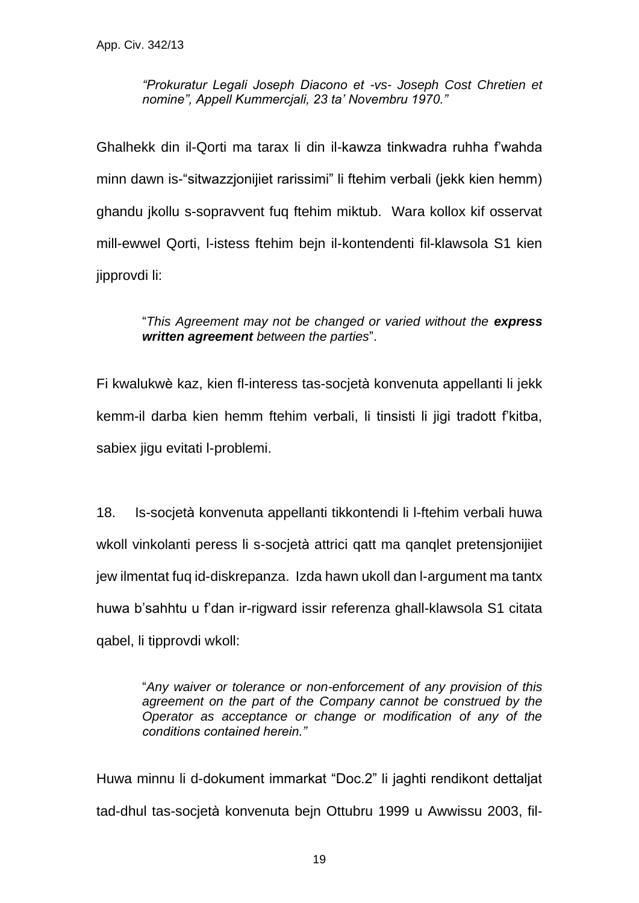*"Prokuratur Legali Joseph Diacono et -vs- Joseph Cost Chretien et nomine", Appell Kummercjali, 23 ta' Novembru 1970."*

Ghalhekk din il-Qorti ma tarax li din il-kawza tinkwadra ruhha f'wahda minn dawn is-"sitwazzjonijiet rarissimi" li ftehim verbali (jekk kien hemm) ghandu jkollu s-sopravvent fuq ftehim miktub. Wara kollox kif osservat mill-ewwel Qorti, l-istess ftehim bejn il-kontendenti fil-klawsola S1 kien jipprovdi li:

> "*This Agreement may not be changed or varied without the **express written agreement** between the parties*".

Fi kwalukwè kaz, kien fl-interess tas-socjetà konvenuta appellanti li jekk kemm-il darba kien hemm ftehim verbali, li tinsisti li jigi tradott f'kitba, sabiex jigu evitati l-problemi.

18. Is-socjetà konvenuta appellanti tikkontendi li l-ftehim verbali huwa wkoll vinkolanti peress li s-socjetà attrici qatt ma qanqlet pretensjonijiet jew ilmentat fuq id-diskrepanza. Izda hawn ukoll dan l-argument ma tantx huwa b'sahhtu u f'dan ir-rigward issir referenza ghall-klawsola S1 citata qabel, li tipprovdi wkoll:

> "*Any waiver or tolerance or non-enforcement of any provision of this agreement on the part of the Company cannot be construed by the Operator as acceptance or change or modification of any of the conditions contained herein."*

Huwa minnu li d-dokument immarkat "Doc.2" li jaghti rendikont dettaljat tad-dhul tas-socjetà konvenuta bejn Ottubru 1999 u Awwissu 2003, fil-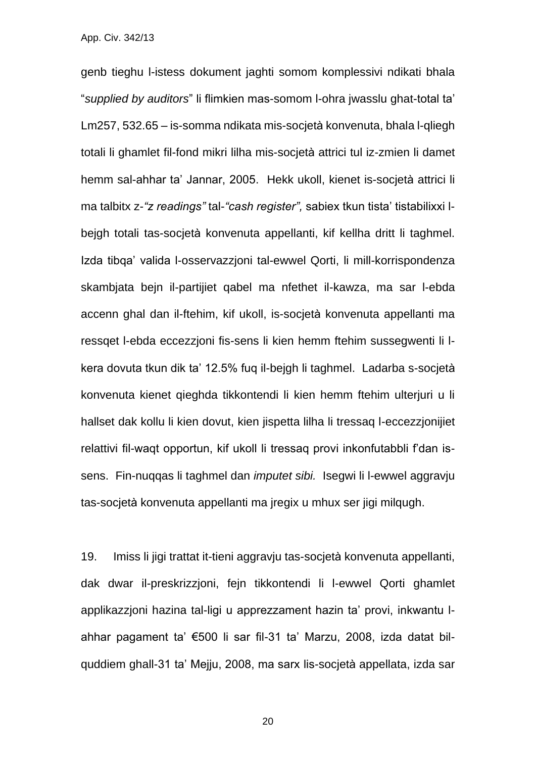genb tieghu l-istess dokument jaghti somom komplessivi ndikati bhala "*supplied by auditors*" li flimkien mas-somom l-ohra jwasslu ghat-total ta' Lm257, 532.65 – is-somma ndikata mis-socjetà konvenuta, bhala l-qliegh totali li ghamlet fil-fond mikri lilha mis-socjetà attrici tul iz-zmien li damet hemm sal-ahhar ta' Jannar, 2005. Hekk ukoll, kienet is-socjetà attrici li ma talbitx z-*"z readings"* tal-*"cash register",* sabiex tkun tista' tistabilixxi l-bejgh totali tas-socjetà konvenuta appellanti, kif kellha dritt li taghmel. Izda tibqa' valida l-osservazzjoni tal-ewwel Qorti, li mill-korrispondenza skambjata bejn il-partijiet qabel ma nfethet il-kawza, ma sar l-ebda accenn ghal dan il-ftehim, kif ukoll, is-socjetà konvenuta appellanti ma ressqet l-ebda eccezzjoni fis-sens li kien hemm ftehim sussegwenti li l-kera dovuta tkun dik ta' 12.5% fuq il-bejgh li taghmel. Ladarba s-socjetà konvenuta kienet qieghda tikkontendi li kien hemm ftehim ulterjuri u li hallset dak kollu li kien dovut, kien jispetta lilha li tressaq l-eccezzjonijiet relattivi fil-waqt opportun, kif ukoll li tressaq provi inkonfutabbli f'dan is-sens. Fin-nuqqas li taghmel dan *imputet sibi.* Isegwi li l-ewwel aggravju tas-socjetà konvenuta appellanti ma jregix u mhux ser jigi milqugh.

19. Imiss li jigi trattat it-tieni aggravju tas-socjetà konvenuta appellanti, dak dwar il-preskrizzjoni, fejn tikkontendi li l-ewwel Qorti ghamlet applikazzjoni hazina tal-ligi u apprezzament hazin ta' provi, inkwantu l-ahhar pagament ta' €500 li sar fil-31 ta' Marzu, 2008, izda datat bil-quddiem ghall-31 ta' Mejju, 2008, ma sarx lis-socjetà appellata, izda sar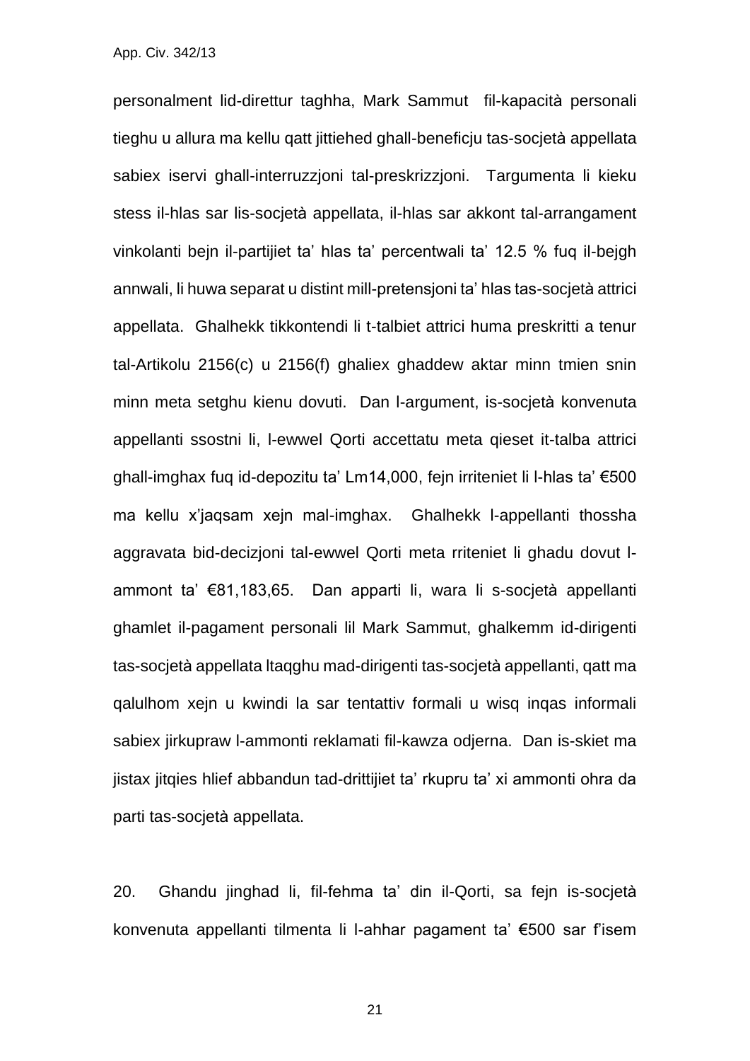personalment lid-direttur taghha, Mark Sammut fil-kapacità personali tieghu u allura ma kellu qatt jittiehed ghall-beneficju tas-socjetà appellata sabiex iservi ghall-interruzzjoni tal-preskrizzjoni. Targumenta li kieku stess il-hlas sar lis-socjetà appellata, il-hlas sar akkont tal-arrangament vinkolanti bejn il-partijiet ta' hlas ta' percentwali ta' 12.5 % fuq il-bejgh annwali, li huwa separat u distint mill-pretensjoni ta' hlas tas-socjetà attrici appellata. Ghalhekk tikkontendi li t-talbiet attrici huma preskritti a tenur tal-Artikolu 2156(c) u 2156(f) ghaliex ghaddew aktar minn tmien snin minn meta setghu kienu dovuti. Dan l-argument, is-socjetà konvenuta appellanti ssostni li, l-ewwel Qorti accettatu meta qieset it-talba attrici ghall-imghax fuq id-depozitu ta' Lm14,000, fejn irriteniet li l-hlas ta' €500 ma kellu x'jaqsam xejn mal-imghax. Ghalhekk l-appellanti thossha aggravata bid-decizjoni tal-ewwel Qorti meta rriteniet li ghadu dovut l-ammont ta' €81,183,65. Dan apparti li, wara li s-socjetà appellanti ghamlet il-pagament personali lil Mark Sammut, ghalkemm id-dirigenti tas-socjetà appellata ltaqghu mad-dirigenti tas-socjetà appellanti, qatt ma qalulhom xejn u kwindi la sar tentattiv formali u wisq inqas informali sabiex jirkupraw l-ammonti reklamati fil-kawza odjerna. Dan is-skiet ma jistax jitqies hlief abbandun tad-drittijiet ta' rkupru ta' xi ammonti ohra da parti tas-socjetà appellata.

20. Ghandu jinghad li, fil-fehma ta' din il-Qorti, sa fejn is-socjetà konvenuta appellanti tilmenta li l-ahhar pagament ta' €500 sar f'isem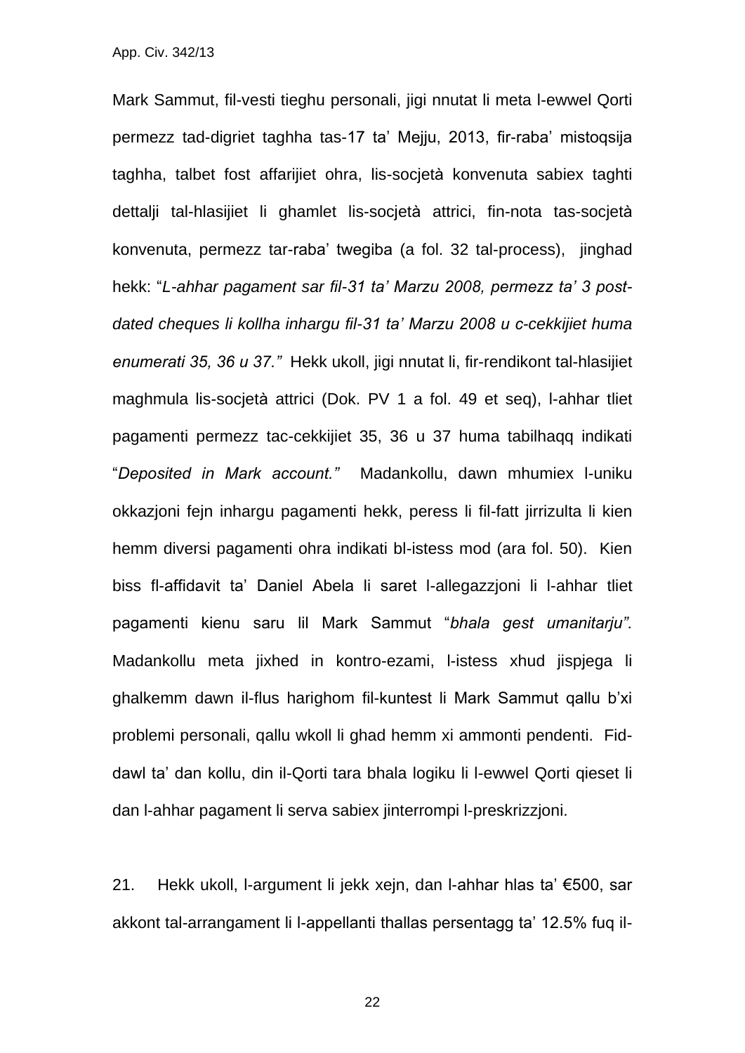Mark Sammut, fil-vesti tieghu personali, jigi nnutat li meta l-ewwel Qorti permezz tad-digriet taghha tas-17 ta' Mejju, 2013, fir-raba' mistoqsija taghha, talbet fost affarijiet ohra, lis-socjetà konvenuta sabiex taghti dettalji tal-hlasijiet li ghamlet lis-socjetà attrici, fin-nota tas-socjetà konvenuta, permezz tar-raba' twegiba (a fol. 32 tal-process), jinghad hekk: "*L-ahhar pagament sar fil-31 ta' Marzu 2008, permezz ta' 3 post-dated cheques li kollha inhargu fil-31 ta' Marzu 2008 u c-cekkijiet huma enumerati 35, 36 u 37.*" Hekk ukoll, jigi nnutat li, fir-rendikont tal-hlasijiet maghmula lis-socjetà attrici (Dok. PV 1 a fol. 49 et seq), l-ahhar tliet pagamenti permezz tac-cekkijiet 35, 36 u 37 huma tabilhaqq indikati "*Deposited in Mark account.*" Madankollu, dawn mhumiex l-uniku okkazjoni fejn inhargu pagamenti hekk, peress li fil-fatt jirrizulta li kien hemm diversi pagamenti ohra indikati bl-istess mod (ara fol. 50). Kien biss fl-affidavit ta' Daniel Abela li saret l-allegazzjoni li l-ahhar tliet pagamenti kienu saru lil Mark Sammut "*bhala gest umanitarju".* Madankollu meta jixhed in kontro-ezami, l-istess xhud jispjega li ghalkemm dawn il-flus harighom fil-kuntest li Mark Sammut qallu b'xi problemi personali, qallu wkoll li ghad hemm xi ammonti pendenti. Fid-dawl ta' dan kollu, din il-Qorti tara bhala logiku li l-ewwel Qorti qieset li dan l-ahhar pagament li serva sabiex jinterrompi l-preskrizzjoni.

21. Hekk ukoll, l-argument li jekk xejn, dan l-ahhar hlas ta' €500, sar akkont tal-arrangament li l-appellanti thallas persentagg ta' 12.5% fuq il-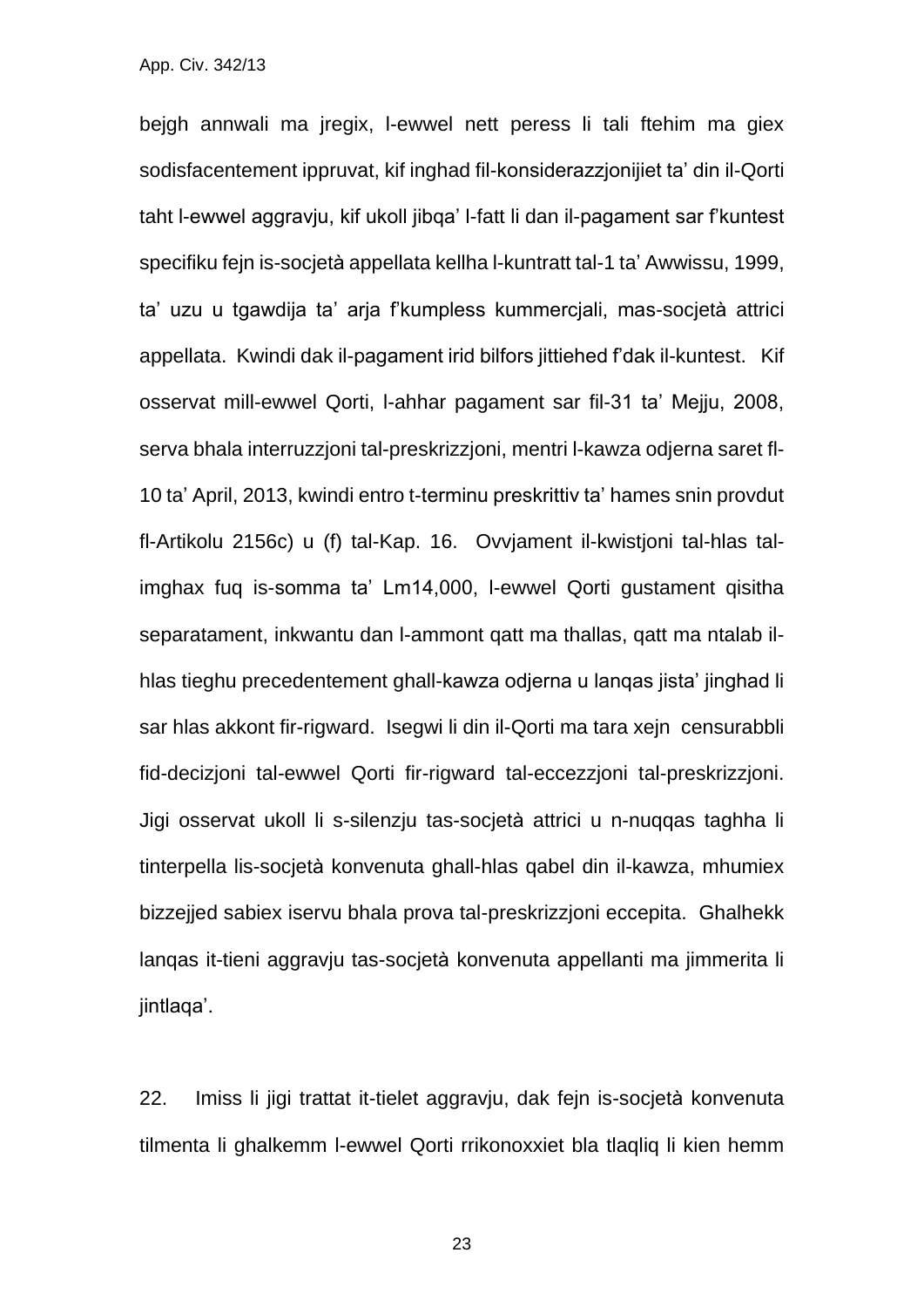bejgh annwali ma jregix, l-ewwel nett peress li tali ftehim ma giex sodisfacentement ippruvat, kif inghad fil-konsiderazzjonijiet ta' din il-Qorti taht l-ewwel aggravju, kif ukoll jibqa' l-fatt li dan il-pagament sar f'kuntest specifiku fejn is-socjetà appellata kellha l-kuntratt tal-1 ta' Awwissu, 1999, ta' uzu u tgawdija ta' arja f'kumpless kummercjali, mas-socjetà attrici appellata. Kwindi dak il-pagament irid bilfors jittiehed f'dak il-kuntest. Kif osservat mill-ewwel Qorti, l-ahhar pagament sar fil-31 ta' Mejju, 2008, serva bhala interruzzjoni tal-preskrizzjoni, mentri l-kawza odjerna saret fl-10 ta' April, 2013, kwindi entro t-terminu preskrittiv ta' hames snin provdut fl-Artikolu 2156c) u (f) tal-Kap. 16. Ovvjament il-kwistjoni tal-hlas tal-imghax fuq is-somma ta' Lm14,000, l-ewwel Qorti gustament qisitha separatament, inkwantu dan l-ammont qatt ma thallas, qatt ma ntalab il-hlas tieghu precedentement ghall-kawza odjerna u lanqas jista' jinghad li sar hlas akkont fir-rigward. Isegwi li din il-Qorti ma tara xejn censurabbli fid-decizjoni tal-ewwel Qorti fir-rigward tal-eccezzjoni tal-preskrizzjoni. Jigi osservat ukoll li s-silenzju tas-socjetà attrici u n-nuqqas taghha li tinterpella lis-socjetà konvenuta ghall-hlas qabel din il-kawza, mhumiex bizzejjed sabiex iservu bhala prova tal-preskrizzjoni eccepita. Ghalhekk lanqas it-tieni aggravju tas-socjetà konvenuta appellanti ma jimmerita li jintlaqa'.

22. Imiss li jigi trattat it-tielet aggravju, dak fejn is-socjetà konvenuta tilmenta li ghalkemm l-ewwel Qorti rrikonoxxiet bla tlaqliq li kien hemm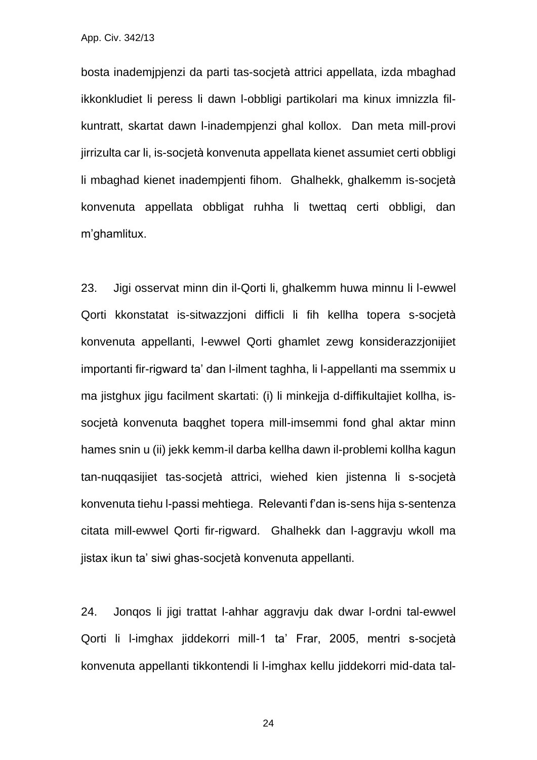bosta inademjpjenzi da parti tas-socjetà attrici appellata, izda mbaghad ikkonkludiet li peress li dawn l-obbligi partikolari ma kinux imnizzla fil-kuntratt, skartat dawn l-inadempjenzi ghal kollox. Dan meta mill-provi jirrizulta car li, is-socjetà konvenuta appellata kienet assumiet certi obbligi li mbaghad kienet inadempjenti fihom. Ghalhekk, ghalkemm is-socjetà konvenuta appellata obbligat ruhha li twettaq certi obbligi, dan m'ghamlitux.

23. Jigi osservat minn din il-Qorti li, ghalkemm huwa minnu li l-ewwel Qorti kkonstatat is-sitwazzjoni difficli li fih kellha topera s-socjetà konvenuta appellanti, l-ewwel Qorti ghamlet zewg konsiderazzjonijiet importanti fir-rigward ta' dan l-ilment taghha, li l-appellanti ma ssemmix u ma jistghux jigu facilment skartati: (i) li minkejja d-diffikultajiet kollha, is-socjetà konvenuta baqghet topera mill-imsemmi fond ghal aktar minn hames snin u (ii) jekk kemm-il darba kellha dawn il-problemi kollha kagun tan-nuqqasijiet tas-socjetà attrici, wiehed kien jistenna li s-socjetà konvenuta tiehu l-passi mehtiega. Relevanti f'dan is-sens hija s-sentenza citata mill-ewwel Qorti fir-rigward. Ghalhekk dan l-aggravju wkoll ma jistax ikun ta' siwi ghas-socjetà konvenuta appellanti.

24. Jonqos li jigi trattat l-ahhar aggravju dak dwar l-ordni tal-ewwel Qorti li l-imghax jiddekorri mill-1 ta' Frar, 2005, mentri s-socjetà konvenuta appellanti tikkontendi li l-imghax kellu jiddekorri mid-data tal-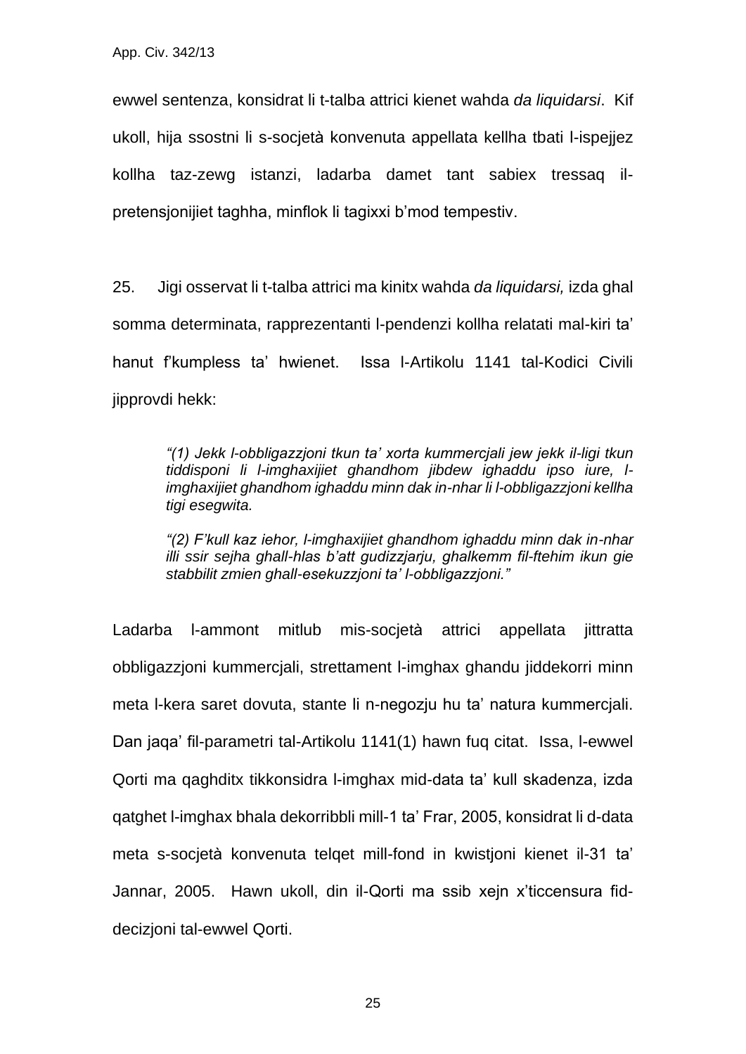ewwel sentenza, konsidrat li t-talba attrici kienet wahda *da liquidarsi*. Kif ukoll, hija ssostni li s-socjetà konvenuta appellata kellha tbati l-ispejjez kollha taz-zewg istanzi, ladarba damet tant sabiex tressaq il-pretensjonijiet taghha, minflok li tagixxi b'mod tempestiv.

25. Jigi osservat li t-talba attrici ma kinitx wahda *da liquidarsi,* izda ghal somma determinata, rapprezentanti l-pendenzi kollha relatati mal-kiri ta' hanut f'kumpless ta' hwienet. Issa l-Artikolu 1141 tal-Kodici Civili jipprovdi hekk:

> *"(1) Jekk l-obbligazzjoni tkun ta' xorta kummercjali jew jekk il-ligi tkun tiddisponi li l-imghaxijiet ghandhom jibdew ighaddu ipso iure, l-imghaxijiet ghandhom ighaddu minn dak in-nhar li l-obbligazzjoni kellha tigi esegwita.*
>
> *"(2) F'kull kaz iehor, l-imghaxijiet ghandhom ighaddu minn dak in-nhar illi ssir sejha ghall-hlas b'att gudizzjarju, ghalkemm fil-ftehim ikun gie stabbilit zmien ghall-esekuzzjoni ta' l-obbligazzjoni."*

Ladarba l-ammont mitlub mis-socjetà attrici appellata jittratta obbligazzjoni kummercjali, strettament l-imghax ghandu jiddekorri minn meta l-kera saret dovuta, stante li n-negozju hu ta' natura kummercjali. Dan jaqa' fil-parametri tal-Artikolu 1141(1) hawn fuq citat. Issa, l-ewwel Qorti ma qaghditx tikkonsidra l-imghax mid-data ta' kull skadenza, izda qatghet l-imghax bhala dekorribbli mill-1 ta' Frar, 2005, konsidrat li d-data meta s-socjetà konvenuta telqet mill-fond in kwistjoni kienet il-31 ta' Jannar, 2005. Hawn ukoll, din il-Qorti ma ssib xejn x'ticcensura fid-decizjoni tal-ewwel Qorti.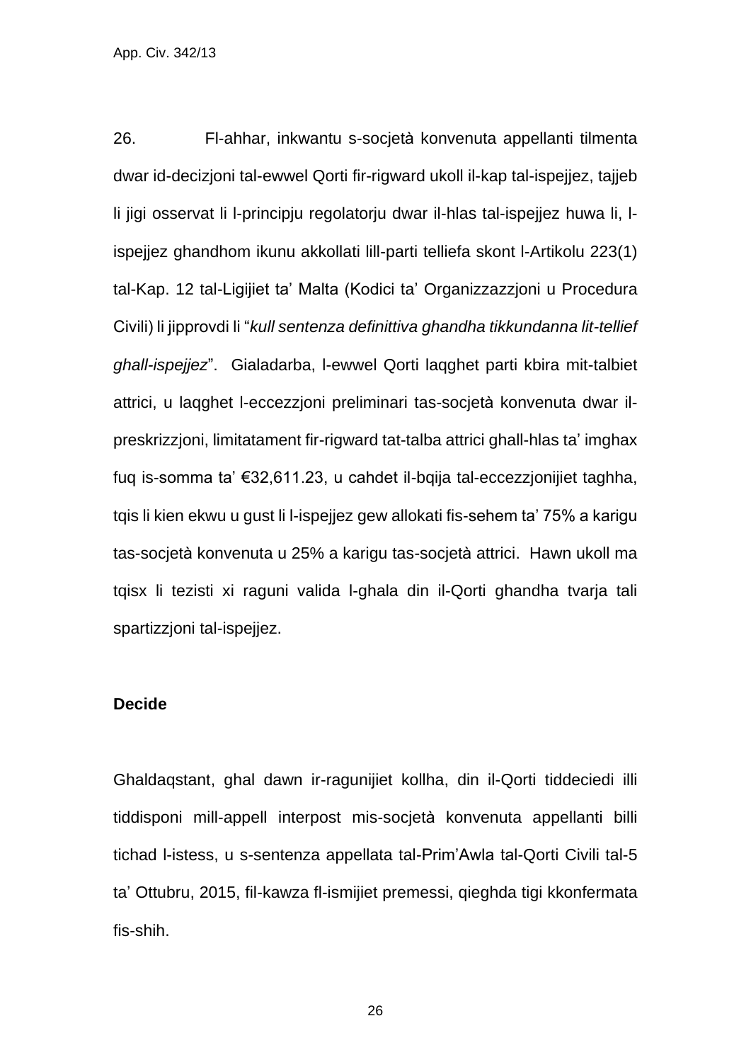26. Fl-ahhar, inkwantu s-socjetà konvenuta appellanti tilmenta dwar id-decizjoni tal-ewwel Qorti fir-rigward ukoll il-kap tal-ispejjez, tajjeb li jigi osservat li l-principju regolatorju dwar il-hlas tal-ispejjez huwa li, l-ispejjez ghandhom ikunu akkollati lill-parti telliefa skont l-Artikolu 223(1) tal-Kap. 12 tal-Ligijiet ta' Malta (Kodici ta' Organizzazzjoni u Procedura Civili) li jipprovdi li "*kull sentenza definittiva ghandha tikkundanna lit-tellief ghall-ispejjez*". Gialadarba, l-ewwel Qorti laqghet parti kbira mit-talbiet attrici, u laqghet l-eccezzjoni preliminari tas-socjetà konvenuta dwar il-preskrizzjoni, limitatament fir-rigward tat-talba attrici ghall-hlas ta' imghax fuq is-somma ta' €32,611.23, u cahdet il-bqija tal-eccezzjonijiet taghha, tqis li kien ekwu u gust li l-ispejjez gew allokati fis-sehem ta' 75% a karigu tas-socjetà konvenuta u 25% a karigu tas-socjetà attrici. Hawn ukoll ma tqisx li tezisti xi raguni valida l-ghala din il-Qorti ghandha tvarja tali spartizzjoni tal-ispejjez.

**Decide**

Ghaldaqstant, ghal dawn ir-ragunijiet kollha, din il-Qorti tiddeciedi illi tiddisponi mill-appell interpost mis-socjetà konvenuta appellanti billi tichad l-istess, u s-sentenza appellata tal-Prim'Awla tal-Qorti Civili tal-5 ta' Ottubru, 2015, fil-kawza fl-ismijiet premessi, qieghda tigi kkonfermata fis-shih.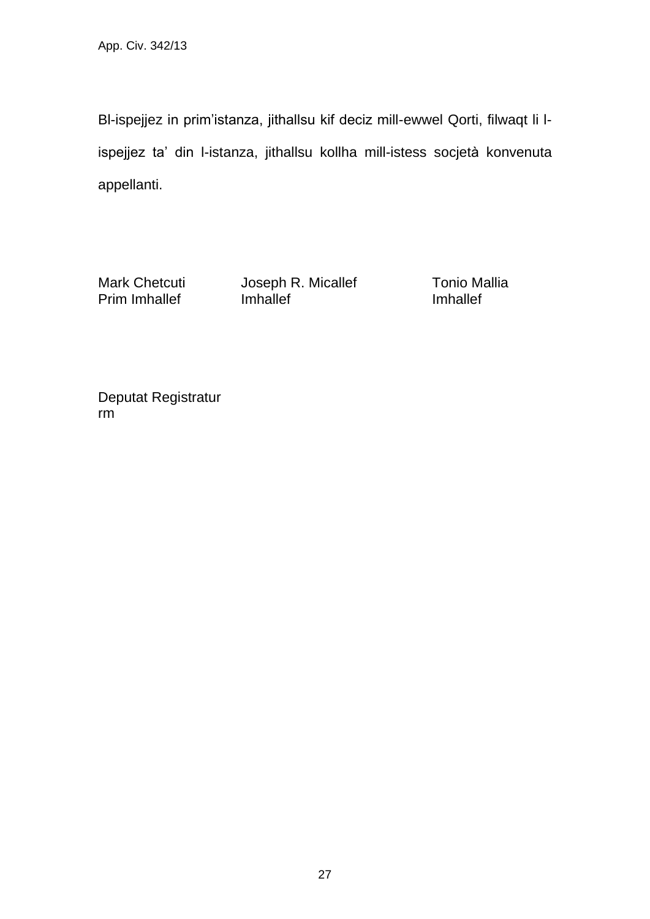Bl-ispejjez in prim'istanza, jithallsu kif deciz mill-ewwel Qorti, filwaqt li l-ispejjez ta' din l-istanza, jithallsu kollha mill-istess socjetà konvenuta appellanti.

| | | |
|---|---|---|
| Mark Chetcuti | Joseph R. Micallef | Tonio Mallia |
| Prim Imhallef | Imhallef | Imhallef |

Deputat Registratur
rm